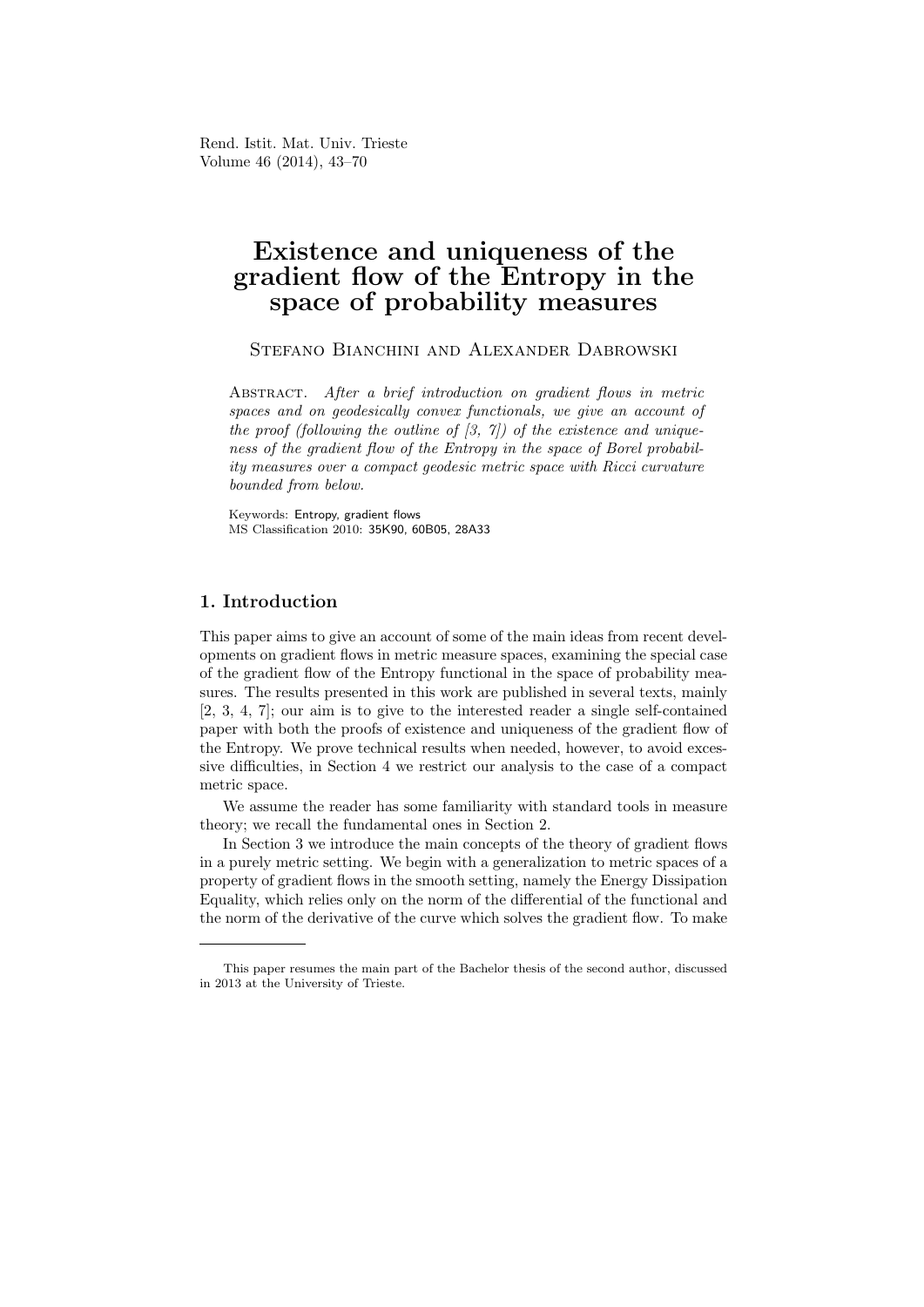# Existence and uniqueness of the gradient flow of the Entropy in the space of probability measures

Stefano Bianchini and Alexander Dabrowski

Abstract. *After a brief introduction on gradient flows in metric spaces and on geodesically convex functionals, we give an account of the proof (following the outline of [3, 7]) of the existence and uniqueness of the gradient flow of the Entropy in the space of Borel probability measures over a compact geodesic metric space with Ricci curvature bounded from below.*

Keywords: Entropy, gradient flows
MS Classification 2010: 35K90, 60B05, 28A33

## 1. Introduction

This paper aims to give an account of some of the main ideas from recent developments on gradient flows in metric measure spaces, examining the special case of the gradient flow of the Entropy functional in the space of probability measures. The results presented in this work are published in several texts, mainly [2, 3, 4, 7]; our aim is to give to the interested reader a single self-contained paper with both the proofs of existence and uniqueness of the gradient flow of the Entropy. We prove technical results when needed, however, to avoid excessive difficulties, in Section 4 we restrict our analysis to the case of a compact metric space.

We assume the reader has some familiarity with standard tools in measure theory; we recall the fundamental ones in Section 2.

In Section 3 we introduce the main concepts of the theory of gradient flows in a purely metric setting. We begin with a generalization to metric spaces of a property of gradient flows in the smooth setting, namely the Energy Dissipation Equality, which relies only on the norm of the differential of the functional and the norm of the derivative of the curve which solves the gradient flow. To make

---

This paper resumes the main part of the Bachelor thesis of the second author, discussed in 2013 at the University of Trieste.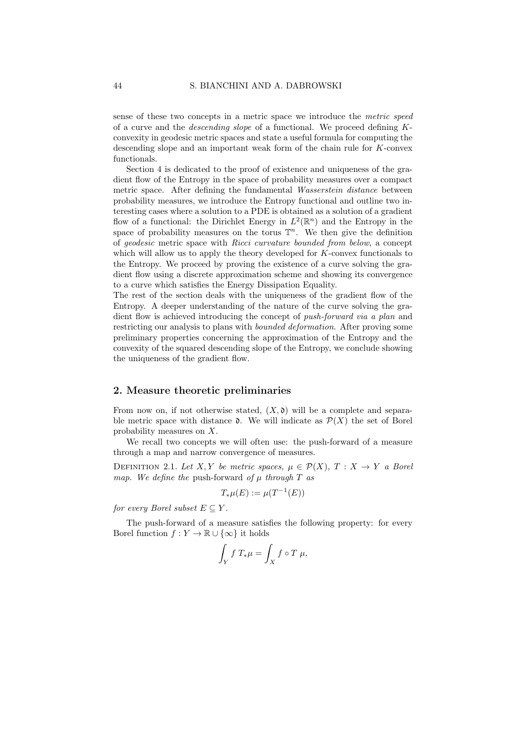sense of these two concepts in a metric space we introduce the *metric speed* of a curve and the *descending slope* of a functional. We proceed defining $K$-convexity in geodesic metric spaces and state a useful formula for computing the descending slope and an important weak form of the chain rule for $K$-convex functionals.

Section 4 is dedicated to the proof of existence and uniqueness of the gradient flow of the Entropy in the space of probability measures over a compact metric space. After defining the fundamental *Wasserstein distance* between probability measures, we introduce the Entropy functional and outline two interesting cases where a solution to a PDE is obtained as a solution of a gradient flow of a functional: the Dirichlet Energy in $L^2(\mathbb{R}^n)$ and the Entropy in the space of probability measures on the torus $\mathbb{T}^n$. We then give the definition of *geodesic* metric space with *Ricci curvature bounded from below*, a concept which will allow us to apply the theory developed for $K$-convex functionals to the Entropy. We proceed by proving the existence of a curve solving the gradient flow using a discrete approximation scheme and showing its convergence to a curve which satisfies the Energy Dissipation Equality.

The rest of the section deals with the uniqueness of the gradient flow of the Entropy. A deeper understanding of the nature of the curve solving the gradient flow is achieved introducing the concept of *push-forward via a plan* and restricting our analysis to plans with *bounded deformation*. After proving some preliminary properties concerning the approximation of the Entropy and the convexity of the squared descending slope of the Entropy, we conclude showing the uniqueness of the gradient flow.

## 2. Measure theoretic preliminaries

From now on, if not otherwise stated, $(X, \mathfrak{d})$ will be a complete and separable metric space with distance $\mathfrak{d}$. We will indicate as $\mathcal{P}(X)$ the set of Borel probability measures on $X$.

We recall two concepts we will often use: the push-forward of a measure through a map and narrow convergence of measures.

Definition 2.1. *Let $X, Y$ be metric spaces, $\mu \in \mathcal{P}(X)$, $T : X \to Y$ a Borel map. We define the* push-forward *of $\mu$ through $T$ as*

$$T_*\mu(E) := \mu(T^{-1}(E))$$

*for every Borel subset $E \subseteq Y$.*

The push-forward of a measure satisfies the following property: for every Borel function $f : Y \to \mathbb{R} \cup \{\infty\}$ it holds

$$\int_Y f \; T_*\mu = \int_X f \circ T \; \mu,$$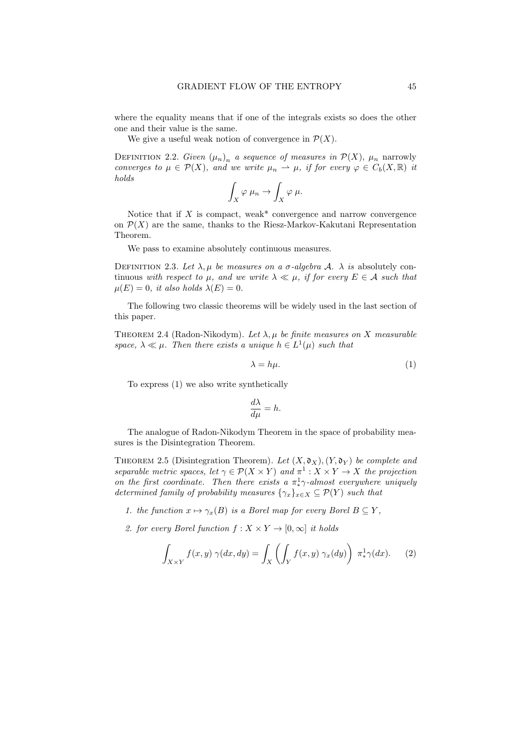where the equality means that if one of the integrals exists so does the other one and their value is the same.

We give a useful weak notion of convergence in $\mathcal{P}(X)$.

Definition 2.2. *Given $(\mu_n)_n$ a sequence of measures in $\mathcal{P}(X)$, $\mu_n$* narrowly *converges to $\mu \in \mathcal{P}(X)$, and we write $\mu_n \rightharpoonup \mu$, if for every $\varphi \in C_b(X, \mathbb{R})$ it holds*

$$\int_X \varphi \, \mu_n \to \int_X \varphi \, \mu.$$

Notice that if $X$ is compact, weak* convergence and narrow convergence on $\mathcal{P}(X)$ are the same, thanks to the Riesz-Markov-Kakutani Representation Theorem.

We pass to examine absolutely continuous measures.

Definition 2.3. *Let $\lambda, \mu$ be measures on a $\sigma$-algebra $\mathcal{A}$. $\lambda$ is* absolutely continuous *with respect to $\mu$, and we write $\lambda \ll \mu$, if for every $E \in \mathcal{A}$ such that $\mu(E) = 0$, it also holds $\lambda(E) = 0$.*

The following two classic theorems will be widely used in the last section of this paper.

Theorem 2.4 (Radon-Nikodym). *Let $\lambda, \mu$ be finite measures on $X$ measurable space, $\lambda \ll \mu$. Then there exists a unique $h \in L^1(\mu)$ such that*

$$\lambda = h\mu. \tag{1}$$

To express (1) we also write synthetically

$$\frac{d\lambda}{d\mu} = h.$$

The analogue of Radon-Nikodym Theorem in the space of probability measures is the Disintegration Theorem.

Theorem 2.5 (Disintegration Theorem). *Let $(X, \mathfrak{d}_X), (Y, \mathfrak{d}_Y)$ be complete and separable metric spaces, let $\gamma \in \mathcal{P}(X \times Y)$ and $\pi^1 : X \times Y \to X$ the projection on the first coordinate. Then there exists a $\pi^1_* \gamma$-almost everywhere uniquely determined family of probability measures $\{\gamma_x\}_{x \in X} \subseteq \mathcal{P}(Y)$ such that*

1. *the function $x \mapsto \gamma_x(B)$ is a Borel map for every Borel $B \subseteq Y$,*
2. *for every Borel function $f : X \times Y \to [0, \infty]$ it holds*

$$\int_{X \times Y} f(x, y) \, \gamma(dx, dy) = \int_X \left( \int_Y f(x, y) \, \gamma_x(dy) \right) \, \pi^1_* \gamma(dx). \tag{2}$$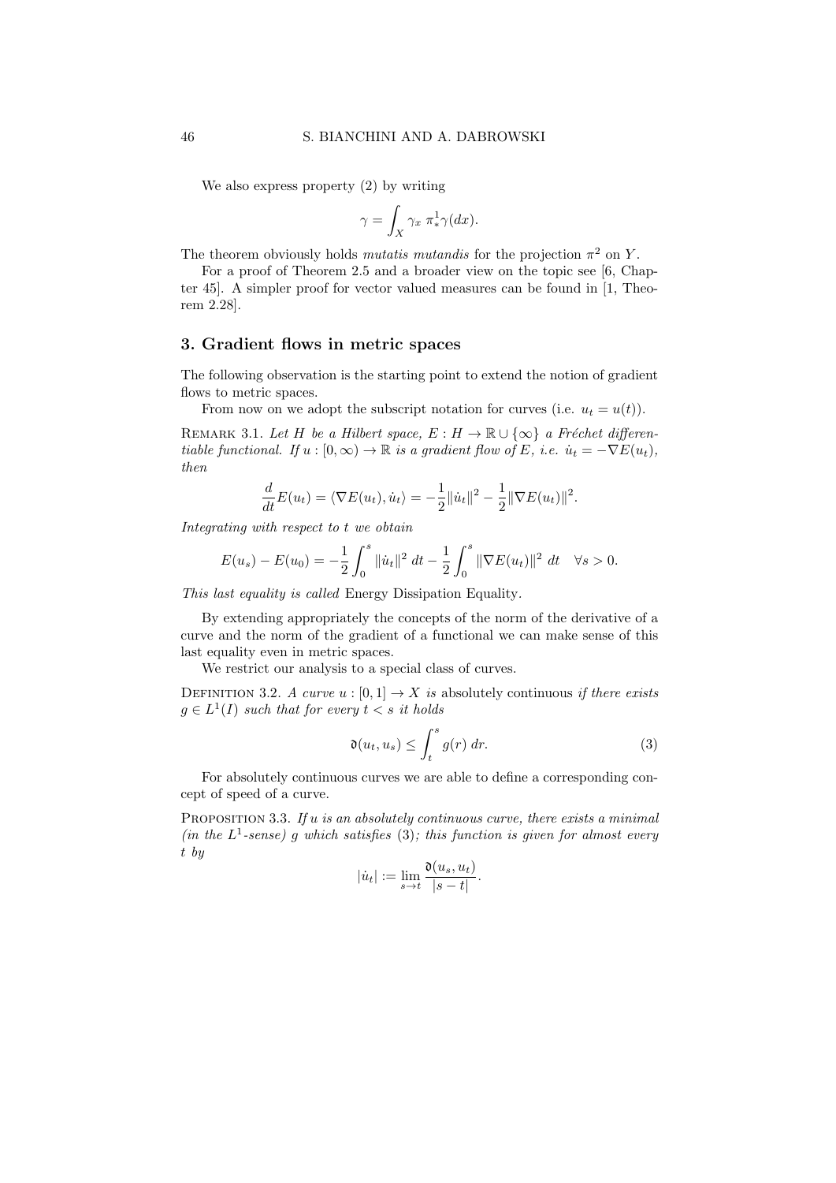We also express property (2) by writing

$$\gamma = \int_X \gamma_x \; \pi^1_* \gamma(dx).$$

The theorem obviously holds *mutatis mutandis* for the projection $\pi^2$ on $Y$.

For a proof of Theorem 2.5 and a broader view on the topic see [6, Chapter 45]. A simpler proof for vector valued measures can be found in [1, Theorem 2.28].

## 3. Gradient flows in metric spaces

The following observation is the starting point to extend the notion of gradient flows to metric spaces.

From now on we adopt the subscript notation for curves (i.e. $u_t = u(t)$).

Remark 3.1. *Let $H$ be a Hilbert space, $E : H \to \mathbb{R} \cup \{\infty\}$ a Fréchet differentiable functional. If $u : [0, \infty) \to \mathbb{R}$ is a gradient flow of $E$, i.e. $\dot{u}_t = -\nabla E(u_t)$, then*

$$\frac{d}{dt} E(u_t) = \langle \nabla E(u_t), \dot{u}_t \rangle = -\frac{1}{2}\|\dot{u}_t\|^2 - \frac{1}{2}\|\nabla E(u_t)\|^2.$$

*Integrating with respect to $t$ we obtain*

$$E(u_s) - E(u_0) = -\frac{1}{2}\int_0^s \|\dot{u}_t\|^2 \; dt - \frac{1}{2}\int_0^s \|\nabla E(u_t)\|^2 \; dt \quad \forall s > 0.$$

*This last equality is called* Energy Dissipation Equality.

By extending appropriately the concepts of the norm of the derivative of a curve and the norm of the gradient of a functional we can make sense of this last equality even in metric spaces.

We restrict our analysis to a special class of curves.

Definition 3.2. *A curve $u : [0, 1] \to X$ is* absolutely continuous *if there exists $g \in L^1(I)$ such that for every $t < s$ it holds*

$$\mathfrak{d}(u_t, u_s) \leq \int_t^s g(r) \; dr. \tag{3}$$

For absolutely continuous curves we are able to define a corresponding concept of speed of a curve.

Proposition 3.3. *If $u$ is an absolutely continuous curve, there exists a minimal (in the $L^1$-sense) $g$ which satisfies (3); this function is given for almost every $t$ by*

$$|\dot{u}_t| := \lim_{s \to t} \frac{\mathfrak{d}(u_s, u_t)}{|s - t|}.$$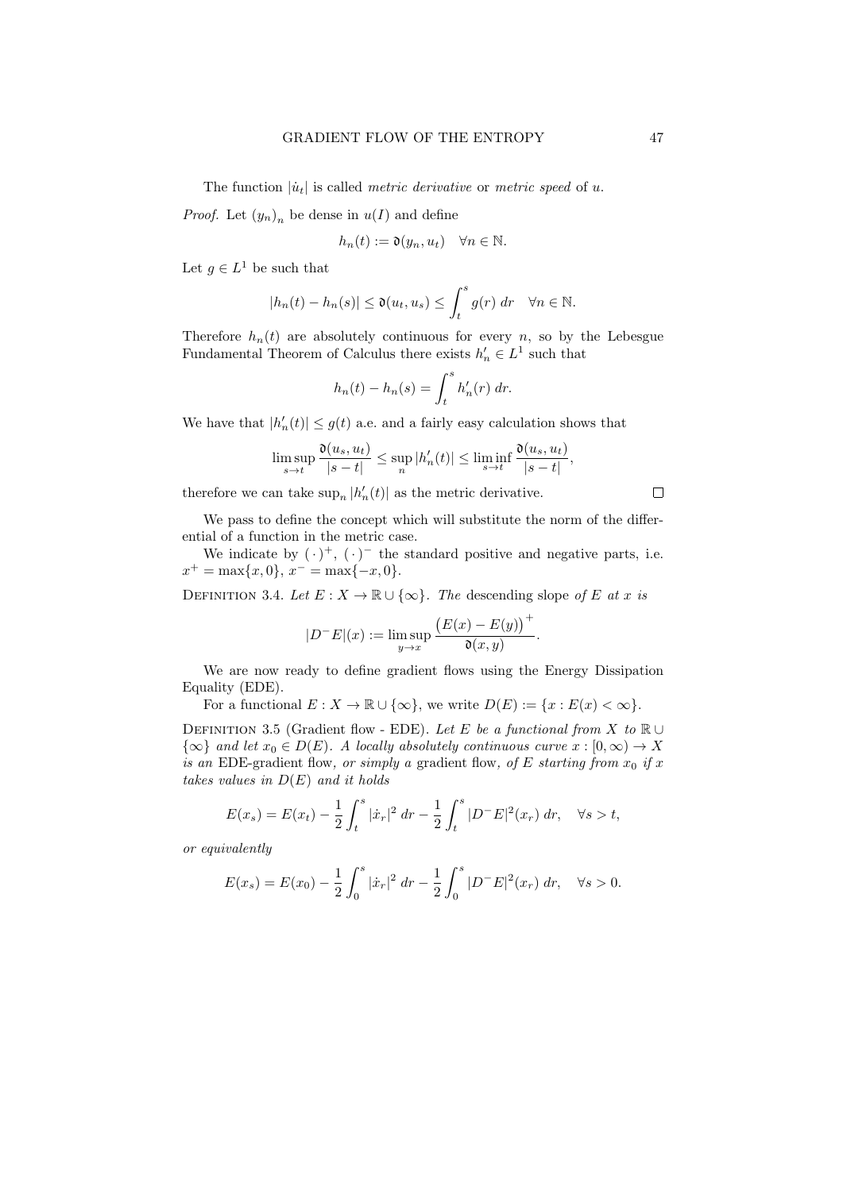The function $|\dot{u}_t|$ is called *metric derivative* or *metric speed* of $u$.

*Proof.* Let $(y_n)_n$ be dense in $u(I)$ and define

$$h_n(t) := \mathfrak{d}(y_n, u_t) \quad \forall n \in \mathbb{N}.$$

Let $g \in L^1$ be such that

$$|h_n(t) - h_n(s)| \leq \mathfrak{d}(u_t, u_s) \leq \int_t^s g(r)\, dr \quad \forall n \in \mathbb{N}.$$

Therefore $h_n(t)$ are absolutely continuous for every $n$, so by the Lebesgue Fundamental Theorem of Calculus there exists $h_n' \in L^1$ such that

$$h_n(t) - h_n(s) = \int_t^s h_n'(r)\, dr.$$

We have that $|h_n'(t)| \leq g(t)$ a.e. and a fairly easy calculation shows that

$$\limsup_{s \to t} \frac{\mathfrak{d}(u_s, u_t)}{|s-t|} \leq \sup_n |h_n'(t)| \leq \liminf_{s \to t} \frac{\mathfrak{d}(u_s, u_t)}{|s-t|},$$

therefore we can take $\sup_n |h_n'(t)|$ as the metric derivative. $\square$

We pass to define the concept which will substitute the norm of the differential of a function in the metric case.

We indicate by $(\,\cdot\,)^+$, $(\,\cdot\,)^-$ the standard positive and negative parts, i.e. $x^+ = \max\{x, 0\}$, $x^- = \max\{-x, 0\}$.

Definition 3.4. *Let $E : X \to \mathbb{R} \cup \{\infty\}$. The* descending slope *of $E$ at $x$ is*

$$|D^- E|(x) := \limsup_{y \to x} \frac{\big(E(x) - E(y)\big)^+}{\mathfrak{d}(x, y)}.$$

We are now ready to define gradient flows using the Energy Dissipation Equality (EDE).

For a functional $E : X \to \mathbb{R} \cup \{\infty\}$, we write $D(E) := \{x : E(x) < \infty\}$.

Definition 3.5 (Gradient flow - EDE). *Let $E$ be a functional from $X$ to $\mathbb{R} \cup \{\infty\}$ and let $x_0 \in D(E)$. A locally absolutely continuous curve $x : [0, \infty) \to X$ is an* EDE-gradient flow, *or simply a* gradient flow, *of $E$ starting from $x_0$ if $x$ takes values in $D(E)$ and it holds*

$$E(x_s) = E(x_t) - \frac{1}{2}\int_t^s |\dot{x}_r|^2\, dr - \frac{1}{2}\int_t^s |D^- E|^2(x_r)\, dr, \quad \forall s > t,$$

*or equivalently*

$$E(x_s) = E(x_0) - \frac{1}{2}\int_0^s |\dot{x}_r|^2\, dr - \frac{1}{2}\int_0^s |D^- E|^2(x_r)\, dr, \quad \forall s > 0.$$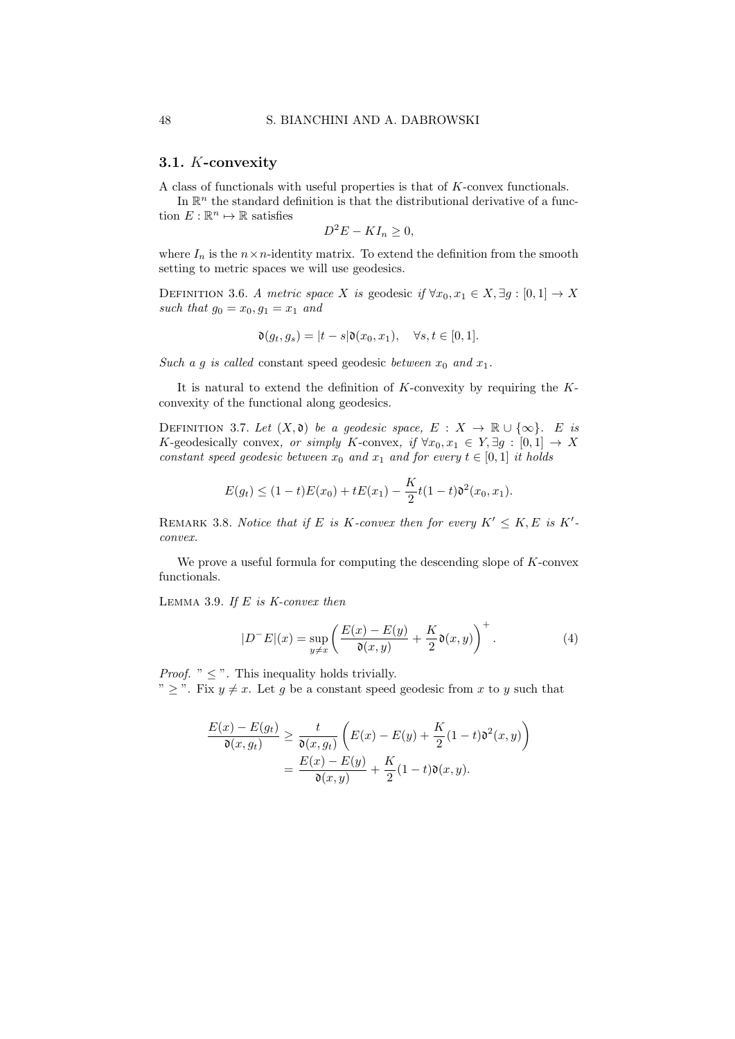### 3.1. $K$-convexity

A class of functionals with useful properties is that of $K$-convex functionals.

In $\mathbb{R}^n$ the standard definition is that the distributional derivative of a function $E : \mathbb{R}^n \mapsto \mathbb{R}$ satisfies

$$D^2E - KI_n \geq 0,$$

where $I_n$ is the $n \times n$-identity matrix. To extend the definition from the smooth setting to metric spaces we will use geodesics.

Definition 3.6. *A metric space $X$ is* geodesic *if $\forall x_0, x_1 \in X, \exists g : [0,1] \to X$ such that $g_0 = x_0, g_1 = x_1$ and*

$$\mathfrak{d}(g_t, g_s) = |t - s|\mathfrak{d}(x_0, x_1), \quad \forall s, t \in [0,1].$$

*Such a $g$ is called* constant speed geodesic *between $x_0$ and $x_1$.*

It is natural to extend the definition of $K$-convexity by requiring the $K$-convexity of the functional along geodesics.

Definition 3.7. *Let $(X, \mathfrak{d})$ be a geodesic space, $E : X \to \mathbb{R} \cup \{\infty\}$. $E$ is* $K$-geodesically convex, *or simply* $K$-convex, *if $\forall x_0, x_1 \in Y, \exists g : [0,1] \to X$ constant speed geodesic between $x_0$ and $x_1$ and for every $t \in [0,1]$ it holds*

$$E(g_t) \leq (1-t)E(x_0) + tE(x_1) - \frac{K}{2}t(1-t)\mathfrak{d}^2(x_0, x_1).$$

Remark 3.8. *Notice that if $E$ is $K$-convex then for every $K' \leq K$, $E$ is $K'$-convex.*

We prove a useful formula for computing the descending slope of $K$-convex functionals.

Lemma 3.9. *If $E$ is $K$-convex then*

$$|D^-E|(x) = \sup_{y \neq x} \left( \frac{E(x) - E(y)}{\mathfrak{d}(x,y)} + \frac{K}{2}\mathfrak{d}(x,y) \right)^+. \tag{4}$$

*Proof.* " $\leq$ ". This inequality holds trivially.
" $\geq$ ". Fix $y \neq x$. Let $g$ be a constant speed geodesic from $x$ to $y$ such that

$$\begin{aligned}
\frac{E(x) - E(g_t)}{\mathfrak{d}(x, g_t)} &\geq \frac{t}{\mathfrak{d}(x, g_t)} \left( E(x) - E(y) + \frac{K}{2}(1-t)\mathfrak{d}^2(x,y) \right) \\
&= \frac{E(x) - E(y)}{\mathfrak{d}(x,y)} + \frac{K}{2}(1-t)\mathfrak{d}(x,y).
\end{aligned}$$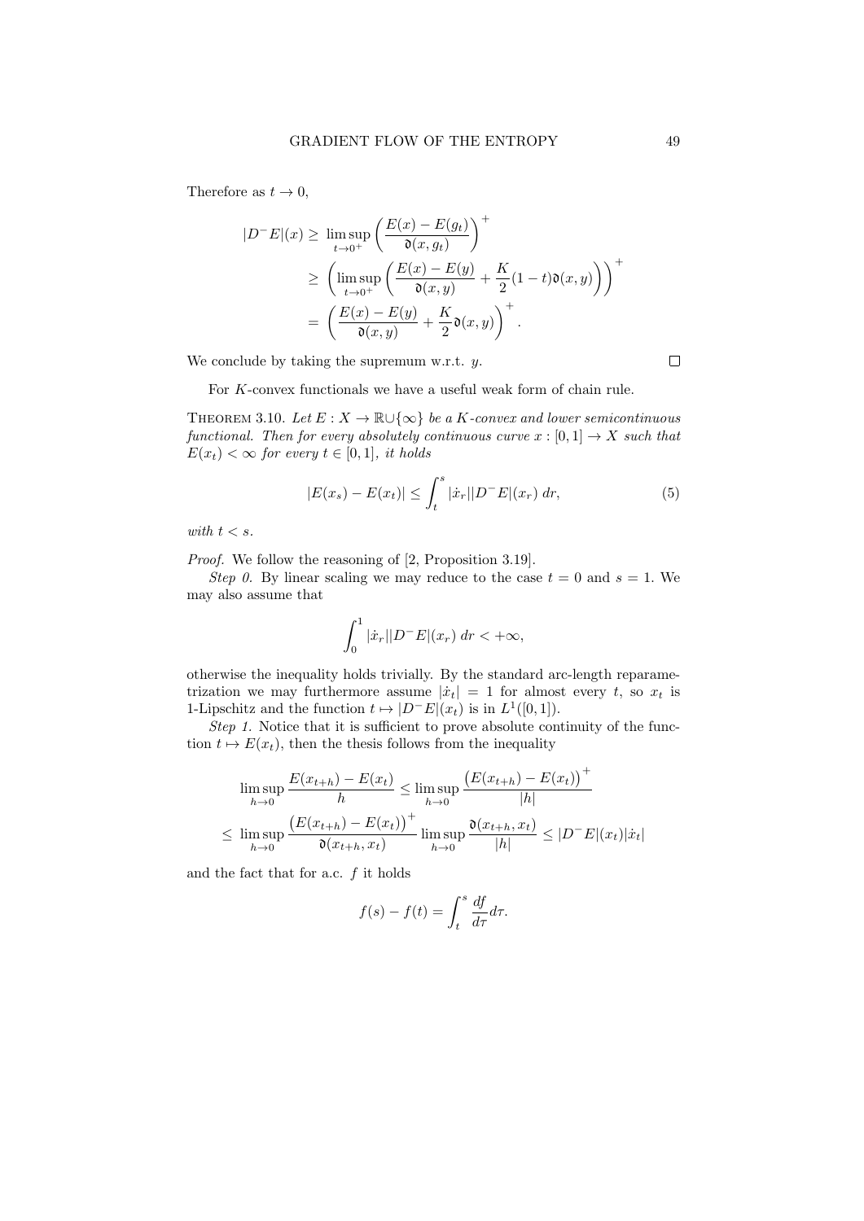Therefore as $t \to 0$,

$$
\begin{aligned}
|D^- E|(x) \geq & \limsup_{t\to 0^+} \left( \frac{E(x) - E(g_t)}{\mathfrak{d}(x, g_t)} \right)^+ \\
\geq & \left( \limsup_{t\to 0^+} \left( \frac{E(x) - E(y)}{\mathfrak{d}(x, y)} + \frac{K}{2}(1-t)\mathfrak{d}(x,y) \right) \right)^+ \\
= & \left( \frac{E(x) - E(y)}{\mathfrak{d}(x, y)} + \frac{K}{2}\mathfrak{d}(x,y) \right)^+ .
\end{aligned}
$$

We conclude by taking the supremum w.r.t. $y$. $\square$

For $K$-convex functionals we have a useful weak form of chain rule.

Theorem 3.10. *Let $E : X \to \mathbb{R}\cup\{\infty\}$ be a $K$-convex and lower semicontinuous functional. Then for every absolutely continuous curve $x : [0, 1] \to X$ such that $E(x_t) < \infty$ for every $t \in [0, 1]$, it holds*

$$
|E(x_s) - E(x_t)| \leq \int_t^s |\dot{x}_r||D^- E|(x_r)\, dr, \tag{5}
$$

*with $t < s$.*

*Proof.* We follow the reasoning of [2, Proposition 3.19].

*Step 0.* By linear scaling we may reduce to the case $t = 0$ and $s = 1$. We may also assume that

$$
\int_0^1 |\dot{x}_r||D^- E|(x_r)\, dr < +\infty,
$$

otherwise the inequality holds trivially. By the standard arc-length reparametrization we may furthermore assume $|\dot{x}_t| = 1$ for almost every $t$, so $x_t$ is 1-Lipschitz and the function $t \mapsto |D^- E|(x_t)$ is in $L^1([0, 1])$.

*Step 1.* Notice that it is sufficient to prove absolute continuity of the function $t \mapsto E(x_t)$, then the thesis follows from the inequality

$$
\begin{aligned}
&\limsup_{h\to 0} \frac{E(x_{t+h}) - E(x_t)}{h} \leq \limsup_{h\to 0} \frac{\left(E(x_{t+h}) - E(x_t)\right)^+}{|h|} \\
\leq & \limsup_{h\to 0} \frac{\left(E(x_{t+h}) - E(x_t)\right)^+}{\mathfrak{d}(x_{t+h}, x_t)} \limsup_{h\to 0} \frac{\mathfrak{d}(x_{t+h}, x_t)}{|h|} \leq |D^- E|(x_t)|\dot{x}_t|
\end{aligned}
$$

and the fact that for a.c. $f$ it holds

$$
f(s) - f(t) = \int_t^s \frac{df}{d\tau} d\tau.
$$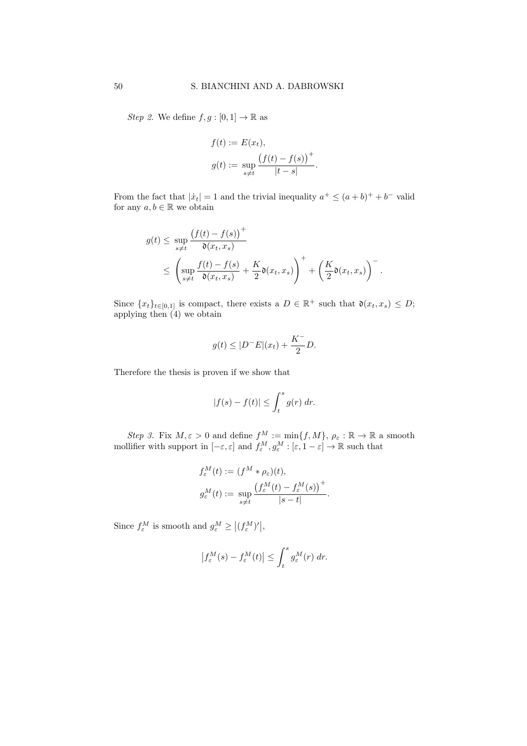*Step 2.* We define $f, g : [0,1] \to \mathbb{R}$ as

$$f(t) := E(x_t),$$
$$g(t) := \sup_{s \neq t} \frac{\big(f(t) - f(s)\big)^+}{|t-s|}.$$

From the fact that $|\dot{x}_t| = 1$ and the trivial inequality $a^+ \leq (a+b)^+ + b^-$ valid for any $a, b \in \mathbb{R}$ we obtain

$$\begin{aligned} g(t) &\leq \sup_{s \neq t} \frac{\big(f(t) - f(s)\big)^+}{\mathfrak{d}(x_t, x_s)} \\ &\leq \left( \sup_{s \neq t} \frac{f(t) - f(s)}{\mathfrak{d}(x_t, x_s)} + \frac{K}{2} \mathfrak{d}(x_t, x_s) \right)^+ + \left( \frac{K}{2} \mathfrak{d}(x_t, x_s) \right)^- . \end{aligned}$$

Since $\{x_t\}_{t \in [0,1]}$ is compact, there exists a $D \in \mathbb{R}^+$ such that $\mathfrak{d}(x_t, x_s) \leq D$; applying then (4) we obtain

$$g(t) \leq |D^- E|(x_t) + \frac{K^-}{2} D.$$

Therefore the thesis is proven if we show that

$$|f(s) - f(t)| \leq \int_t^s g(r)\, dr.$$

*Step 3.* Fix $M, \varepsilon > 0$ and define $f^M := \min\{f, M\}$, $\rho_\varepsilon : \mathbb{R} \to \mathbb{R}$ a smooth mollifier with support in $[-\varepsilon, \varepsilon]$ and $f_\varepsilon^M, g_\varepsilon^M : [\varepsilon, 1-\varepsilon] \to \mathbb{R}$ such that

$$f_\varepsilon^M(t) := (f^M * \rho_\varepsilon)(t),$$
$$g_\varepsilon^M(t) := \sup_{s \neq t} \frac{\big(f_\varepsilon^M(t) - f_\varepsilon^M(s)\big)^+}{|s-t|}.$$

Since $f_\varepsilon^M$ is smooth and $g_\varepsilon^M \geq \big|(f_\varepsilon^M)'\big|$,

$$\big|f_\varepsilon^M(s) - f_\varepsilon^M(t)\big| \leq \int_t^s g_\varepsilon^M(r)\, dr.$$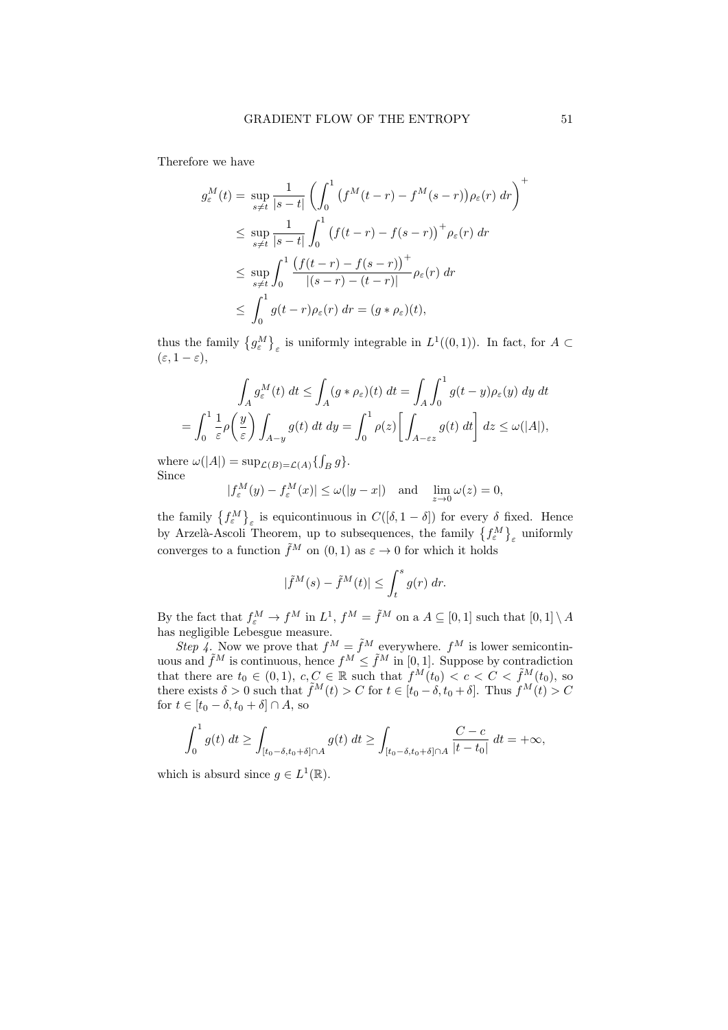Therefore we have

$$
\begin{aligned}
g_\varepsilon^M(t) = &\sup_{s\neq t} \frac{1}{|s-t|}\left(\int_0^1 \left(f^M(t-r) - f^M(s-r)\right)\rho_\varepsilon(r)\, dr\right)^+\\
\leq &\sup_{s\neq t} \frac{1}{|s-t|}\int_0^1 \left(f(t-r) - f(s-r)\right)^+\rho_\varepsilon(r)\, dr\\
\leq &\sup_{s\neq t} \int_0^1 \frac{\left(f(t-r) - f(s-r)\right)^+}{|(s-r)-(t-r)|}\rho_\varepsilon(r)\, dr\\
\leq &\int_0^1 g(t-r)\rho_\varepsilon(r)\, dr = (g*\rho_\varepsilon)(t),
\end{aligned}
$$

thus the family $\left\{g_\varepsilon^M\right\}_\varepsilon$ is uniformly integrable in $L^1((0,1))$. In fact, for $A\subset(\varepsilon, 1-\varepsilon)$,

$$
\begin{aligned}
&\int_A g_\varepsilon^M(t)\, dt \leq \int_A (g*\rho_\varepsilon)(t)\, dt = \int_A\int_0^1 g(t-y)\rho_\varepsilon(y)\, dy\, dt\\
= &\int_0^1 \frac{1}{\varepsilon}\rho\left(\frac{y}{\varepsilon}\right)\int_{A-y} g(t)\, dt\, dy = \int_0^1 \rho(z)\left[\int_{A-\varepsilon z} g(t)\, dt\right] dz \leq \omega(|A|),
\end{aligned}
$$

where $\omega(|A|) = \sup_{\mathcal{L}(B)=\mathcal{L}(A)}\{\int_B g\}$.
Since

$$
|f_\varepsilon^M(y) - f_\varepsilon^M(x)| \leq \omega(|y-x|) \quad \text{and} \quad \lim_{z\to 0}\omega(z) = 0,
$$

the family $\left\{f_\varepsilon^M\right\}_\varepsilon$ is equicontinuous in $C([\delta, 1-\delta])$ for every $\delta$ fixed. Hence by Arzelà-Ascoli Theorem, up to subsequences, the family $\left\{f_\varepsilon^M\right\}_\varepsilon$ uniformly converges to a function $\tilde{f}^M$ on $(0,1)$ as $\varepsilon\to 0$ for which it holds

$$
|\tilde{f}^M(s) - \tilde{f}^M(t)| \leq \int_t^s g(r)\, dr.
$$

By the fact that $f_\varepsilon^M \to f^M$ in $L^1$, $f^M = \tilde{f}^M$ on a $A\subseteq[0,1]$ such that $[0,1]\setminus A$ has negligible Lebesgue measure.

*Step 4.* Now we prove that $f^M = \tilde{f}^M$ everywhere. $f^M$ is lower semicontinuous and $\tilde{f}^M$ is continuous, hence $f^M\leq\tilde{f}^M$ in $[0,1]$. Suppose by contradiction that there are $t_0\in(0,1)$, $c, C\in\mathbb{R}$ such that $f^M(t_0) < c < C < \tilde{f}^M(t_0)$, so there exists $\delta > 0$ such that $\tilde{f}^M(t) > C$ for $t\in[t_0-\delta, t_0+\delta]$. Thus $f^M(t) > C$ for $t\in[t_0-\delta, t_0+\delta]\cap A$, so

$$
\int_0^1 g(t)\, dt \geq \int_{[t_0-\delta, t_0+\delta]\cap A} g(t)\, dt \geq \int_{[t_0-\delta, t_0+\delta]\cap A} \frac{C-c}{|t-t_0|}\, dt = +\infty,
$$

which is absurd since $g\in L^1(\mathbb{R})$.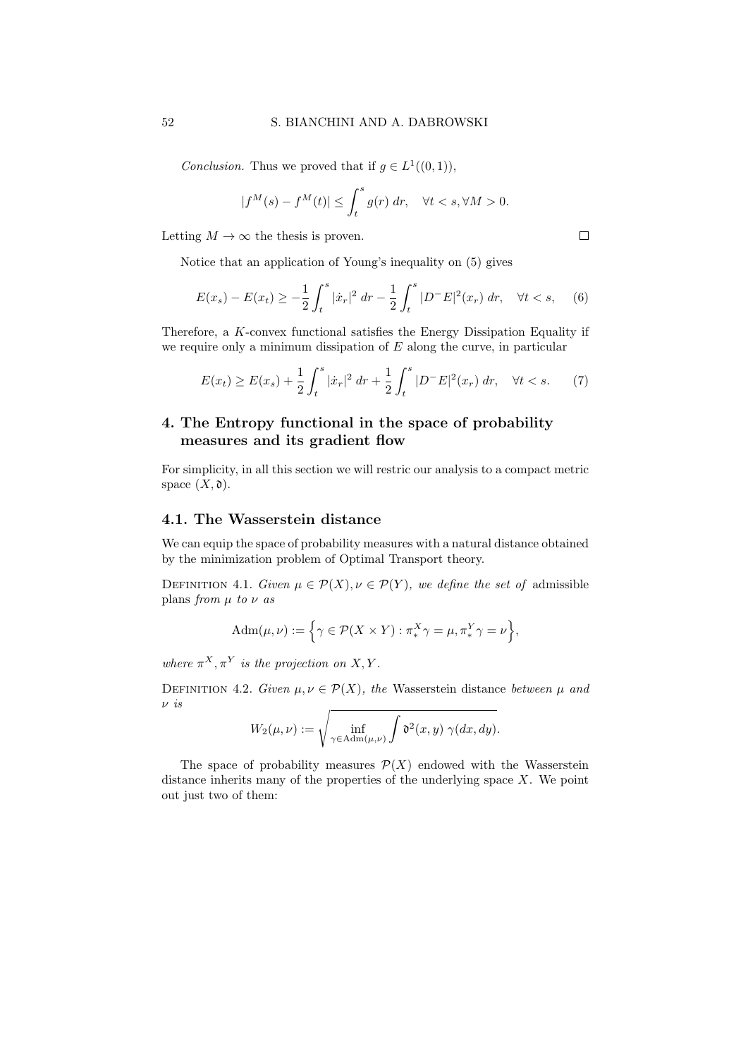*Conclusion.* Thus we proved that if $g \in L^1((0,1))$,

$$|f^M(s) - f^M(t)| \le \int_t^s g(r)\, dr, \quad \forall t < s, \forall M > 0.$$

Letting $M \to \infty$ the thesis is proven. $\square$

Notice that an application of Young's inequality on (5) gives

$$E(x_s) - E(x_t) \ge -\frac{1}{2}\int_t^s |\dot{x}_r|^2\, dr - \frac{1}{2}\int_t^s |D^- E|^2(x_r)\, dr, \quad \forall t < s, \tag{6}$$

Therefore, a $K$-convex functional satisfies the Energy Dissipation Equality if we require only a minimum dissipation of $E$ along the curve, in particular

$$E(x_t) \ge E(x_s) + \frac{1}{2}\int_t^s |\dot{x}_r|^2\, dr + \frac{1}{2}\int_t^s |D^- E|^2(x_r)\, dr, \quad \forall t < s. \tag{7}$$

## 4. The Entropy functional in the space of probability measures and its gradient flow

For simplicity, in all this section we will restric our analysis to a compact metric space $(X, \mathfrak{d})$.

### 4.1. The Wasserstein distance

We can equip the space of probability measures with a natural distance obtained by the minimization problem of Optimal Transport theory.

Definition 4.1. *Given $\mu \in \mathcal{P}(X), \nu \in \mathcal{P}(Y)$, we define the set of* admissible plans *from $\mu$ to $\nu$ as*

$$\mathrm{Adm}(\mu, \nu) := \Big\{ \gamma \in \mathcal{P}(X \times Y) : \pi^X_* \gamma = \mu, \pi^Y_* \gamma = \nu \Big\},$$

*where $\pi^X, \pi^Y$ is the projection on $X, Y$.*

Definition 4.2. *Given $\mu, \nu \in \mathcal{P}(X)$, the* Wasserstein distance *between $\mu$ and $\nu$ is*

$$W_2(\mu, \nu) := \sqrt{\inf_{\gamma \in \mathrm{Adm}(\mu,\nu)} \int \mathfrak{d}^2(x, y)\, \gamma(dx, dy)}.$$

The space of probability measures $\mathcal{P}(X)$ endowed with the Wasserstein distance inherits many of the properties of the underlying space $X$. We point out just two of them: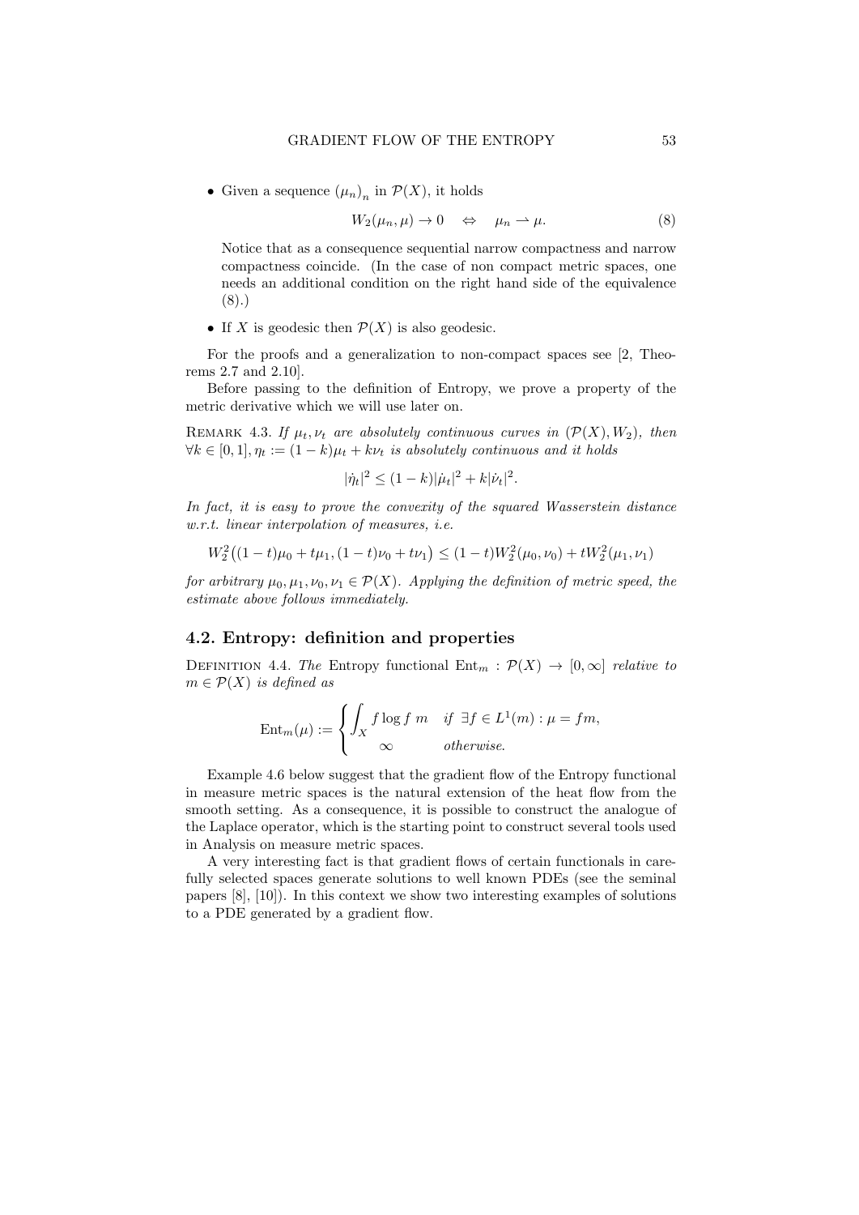- Given a sequence $(\mu_n)_n$ in $\mathcal{P}(X)$, it holds

$$W_2(\mu_n, \mu) \to 0 \quad \Leftrightarrow \quad \mu_n \rightharpoonup \mu. \tag{8}$$

  Notice that as a consequence sequential narrow compactness and narrow compactness coincide. (In the case of non compact metric spaces, one needs an additional condition on the right hand side of the equivalence (8).)

- If $X$ is geodesic then $\mathcal{P}(X)$ is also geodesic.

For the proofs and a generalization to non-compact spaces see [2, Theorems 2.7 and 2.10].

Before passing to the definition of Entropy, we prove a property of the metric derivative which we will use later on.

Remark 4.3. *If $\mu_t, \nu_t$ are absolutely continuous curves in $(\mathcal{P}(X), W_2)$, then $\forall k \in [0,1], \eta_t := (1-k)\mu_t + k\nu_t$ is absolutely continuous and it holds*

$$|\dot{\eta}_t|^2 \le (1-k)|\dot{\mu}_t|^2 + k|\dot{\nu}_t|^2.$$

*In fact, it is easy to prove the convexity of the squared Wasserstein distance w.r.t. linear interpolation of measures, i.e.*

$$W_2^2\big((1-t)\mu_0 + t\mu_1, (1-t)\nu_0 + t\nu_1\big) \le (1-t)W_2^2(\mu_0, \nu_0) + tW_2^2(\mu_1, \nu_1)$$

*for arbitrary $\mu_0, \mu_1, \nu_0, \nu_1 \in \mathcal{P}(X)$. Applying the definition of metric speed, the estimate above follows immediately.*

## 4.2. Entropy: definition and properties

Definition 4.4. *The* Entropy functional $\mathrm{Ent}_m : \mathcal{P}(X) \to [0, \infty]$ *relative to $m \in \mathcal{P}(X)$ is defined as*

$$\mathrm{Ent}_m(\mu) := \begin{cases} \displaystyle\int_X f \log f \, m & \text{if } \exists f \in L^1(m) : \mu = fm, \\ \infty & \text{otherwise.} \end{cases}$$

Example 4.6 below suggest that the gradient flow of the Entropy functional in measure metric spaces is the natural extension of the heat flow from the smooth setting. As a consequence, it is possible to construct the analogue of the Laplace operator, which is the starting point to construct several tools used in Analysis on measure metric spaces.

A very interesting fact is that gradient flows of certain functionals in carefully selected spaces generate solutions to well known PDEs (see the seminal papers [8], [10]). In this context we show two interesting examples of solutions to a PDE generated by a gradient flow.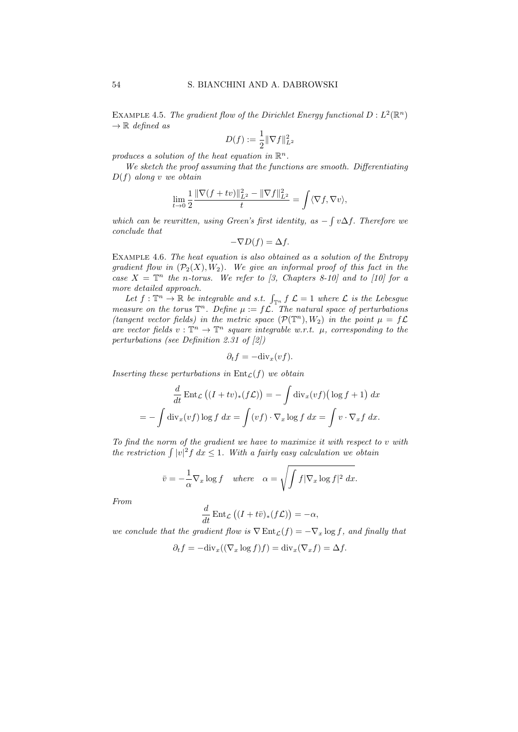Example 4.5. *The gradient flow of the Dirichlet Energy functional $D : L^2(\mathbb{R}^n) \to \mathbb{R}$ defined as*

$$D(f) := \frac{1}{2}\|\nabla f\|^2_{L^2}$$

*produces a solution of the heat equation in $\mathbb{R}^n$.*

*We sketch the proof assuming that the functions are smooth. Differentiating $D(f)$ along $v$ we obtain*

$$\lim_{t\to 0} \frac{1}{2}\frac{\|\nabla(f+tv)\|^2_{L^2} - \|\nabla f\|^2_{L^2}}{t} = \int \langle \nabla f, \nabla v\rangle,$$

*which can be rewritten, using Green's first identity, as $-\int v\Delta f$. Therefore we conclude that*

$$-\nabla D(f) = \Delta f.$$

Example 4.6. *The heat equation is also obtained as a solution of the Entropy gradient flow in $(\mathcal{P}_2(X), W_2)$. We give an informal proof of this fact in the case $X = \mathbb{T}^n$ the $n$-torus. We refer to [3, Chapters 8-10] and to [10] for a more detailed approach.*

*Let $f : \mathbb{T}^n \to \mathbb{R}$ be integrable and s.t. $\int_{\mathbb{T}^n} f\, \mathcal{L} = 1$ where $\mathcal{L}$ is the Lebesgue measure on the torus $\mathbb{T}^n$. Define $\mu := f\mathcal{L}$. The natural space of perturbations (tangent vector fields) in the metric space $(\mathcal{P}(\mathbb{T}^n), W_2)$ in the point $\mu = f\mathcal{L}$ are vector fields $v : \mathbb{T}^n \to \mathbb{T}^n$ square integrable w.r.t. $\mu$, corresponding to the perturbations (see Definition 2.31 of [2])*

$$\partial_t f = -\mathrm{div}_x(vf).$$

*Inserting these perturbations in $\mathrm{Ent}_{\mathcal{L}}(f)$ we obtain*

$$\begin{aligned}
\frac{d}{dt}\mathrm{Ent}_{\mathcal{L}}\big((I+tv)_*(f\mathcal{L})\big) &= -\int \mathrm{div}_x(vf)\big(\log f + 1\big)\, dx \\
= -\int \mathrm{div}_x(vf)\log f\, dx &= \int (vf)\cdot \nabla_x \log f\, dx = \int v\cdot \nabla_x f\, dx.
\end{aligned}$$

*To find the norm of the gradient we have to maximize it with respect to $v$ with the restriction $\int |v|^2 f\, dx \le 1$. With a fairly easy calculation we obtain*

$$\bar{v} = -\frac{1}{\alpha}\nabla_x \log f \quad \text{where} \quad \alpha = \sqrt{\int f|\nabla_x \log f|^2\, dx}.$$

*From*

$$\frac{d}{dt}\mathrm{Ent}_{\mathcal{L}}\big((I+t\bar{v})_*(f\mathcal{L})\big) = -\alpha,$$

*we conclude that the gradient flow is $\nabla\,\mathrm{Ent}_{\mathcal{L}}(f) = -\nabla_x \log f$, and finally that*

$$\partial_t f = -\mathrm{div}_x((\nabla_x \log f)f) = \mathrm{div}_x(\nabla_x f) = \Delta f.$$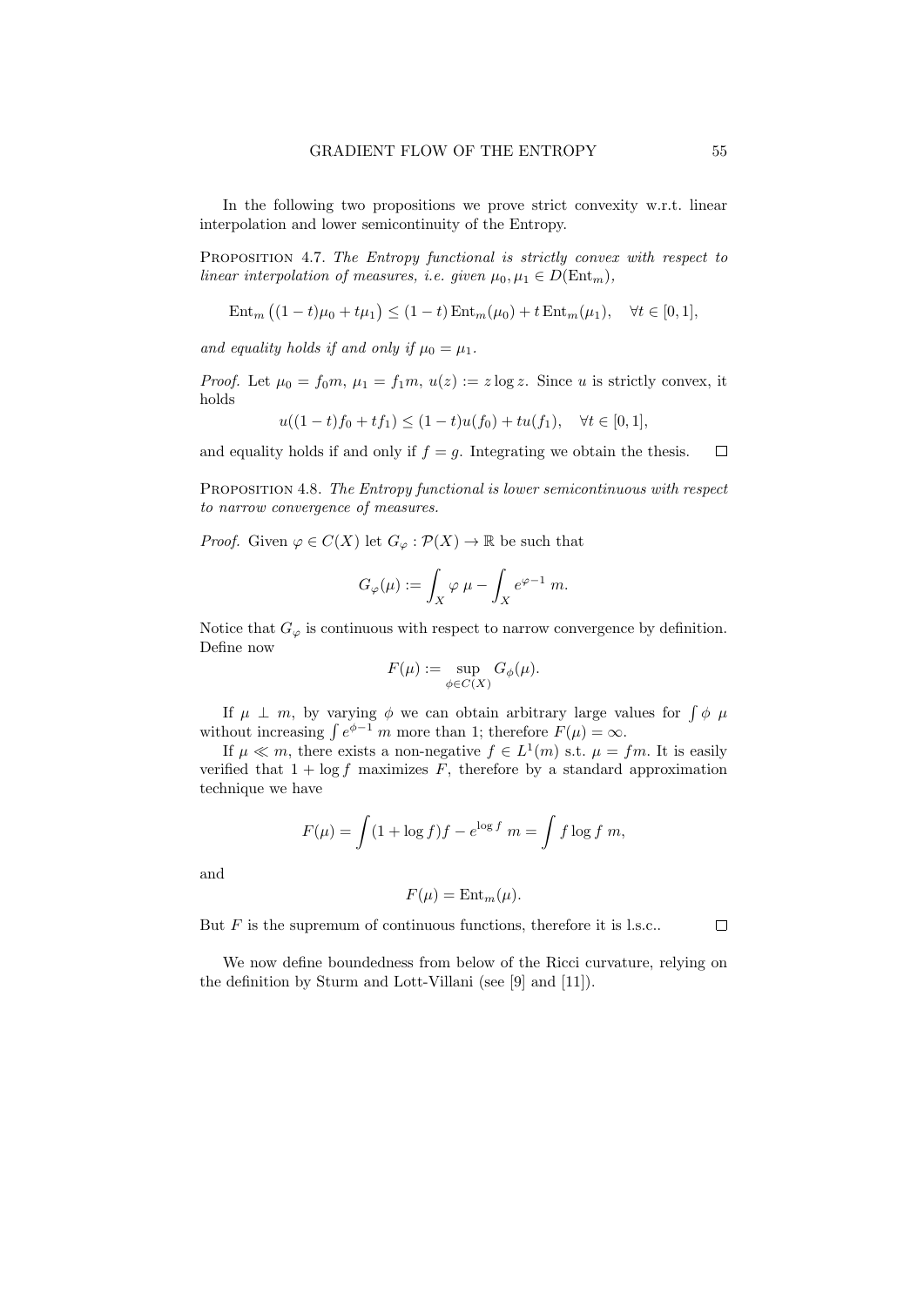In the following two propositions we prove strict convexity w.r.t. linear interpolation and lower semicontinuity of the Entropy.

Proposition 4.7. *The Entropy functional is strictly convex with respect to linear interpolation of measures, i.e. given $\mu_0, \mu_1 \in D(\mathrm{Ent}_m)$,*

$$\mathrm{Ent}_m\big((1-t)\mu_0 + t\mu_1\big) \le (1-t)\,\mathrm{Ent}_m(\mu_0) + t\,\mathrm{Ent}_m(\mu_1), \quad \forall t \in [0,1],$$

*and equality holds if and only if $\mu_0 = \mu_1$.*

*Proof.* Let $\mu_0 = f_0 m$, $\mu_1 = f_1 m$, $u(z) := z \log z$. Since $u$ is strictly convex, it holds

$$u((1-t)f_0 + tf_1) \le (1-t)u(f_0) + tu(f_1), \quad \forall t \in [0,1],$$

and equality holds if and only if $f = g$. Integrating we obtain the thesis. $\square$

Proposition 4.8. *The Entropy functional is lower semicontinuous with respect to narrow convergence of measures.*

*Proof.* Given $\varphi \in C(X)$ let $G_\varphi : \mathcal{P}(X) \to \mathbb{R}$ be such that

$$G_\varphi(\mu) := \int_X \varphi \; \mu - \int_X e^{\varphi - 1} \; m.$$

Notice that $G_\varphi$ is continuous with respect to narrow convergence by definition. Define now

$$F(\mu) := \sup_{\phi \in C(X)} G_\phi(\mu).$$

If $\mu \perp m$, by varying $\phi$ we can obtain arbitrary large values for $\int \phi \; \mu$ without increasing $\int e^{\phi-1} \; m$ more than 1; therefore $F(\mu) = \infty$.

If $\mu \ll m$, there exists a non-negative $f \in L^1(m)$ s.t. $\mu = fm$. It is easily verified that $1 + \log f$ maximizes $F$, therefore by a standard approximation technique we have

$$F(\mu) = \int (1 + \log f) f - e^{\log f} \; m = \int f \log f \; m,$$

and

$$F(\mu) = \mathrm{Ent}_m(\mu).$$

But $F$ is the supremum of continuous functions, therefore it is l.s.c.. $\square$

We now define boundedness from below of the Ricci curvature, relying on the definition by Sturm and Lott-Villani (see [9] and [11]).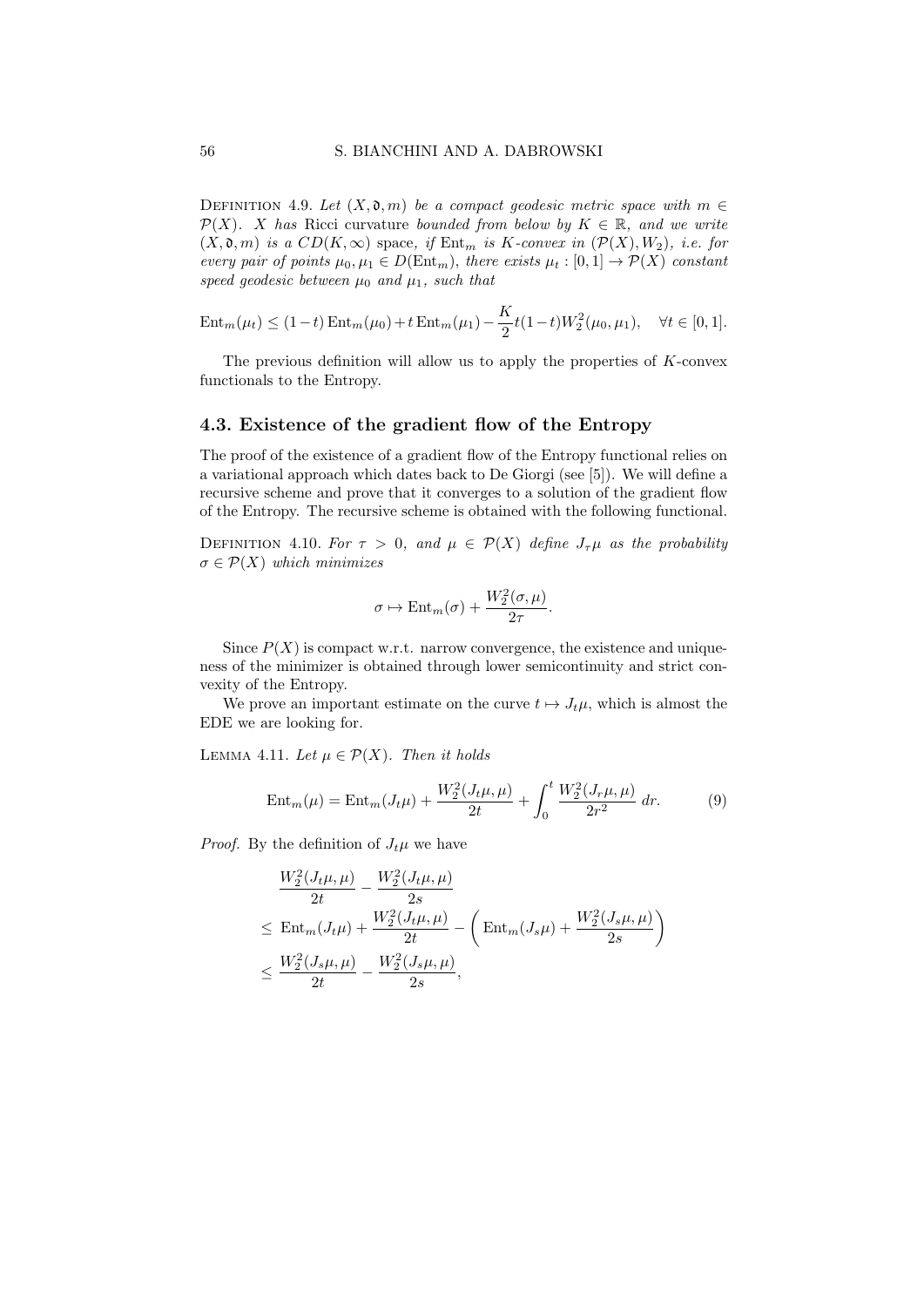DEFINITION 4.9. *Let $(X, \mathfrak{d}, m)$ be a compact geodesic metric space with $m \in \mathcal{P}(X)$. $X$ has* Ricci curvature *bounded from below by $K \in \mathbb{R}$, and we write $(X, \mathfrak{d}, m)$ is a $CD(K, \infty)$* space, *if $\operatorname{Ent}_m$ is $K$-convex in $(\mathcal{P}(X), W_2)$, i.e. for every pair of points $\mu_0, \mu_1 \in D(\operatorname{Ent}_m)$, there exists $\mu_t : [0,1] \to \mathcal{P}(X)$ constant speed geodesic between $\mu_0$ and $\mu_1$, such that*

$$\operatorname{Ent}_m(\mu_t) \leq (1-t)\operatorname{Ent}_m(\mu_0) + t\operatorname{Ent}_m(\mu_1) - \frac{K}{2}t(1-t)W_2^2(\mu_0, \mu_1), \quad \forall t \in [0,1].$$

The previous definition will allow us to apply the properties of $K$-convex functionals to the Entropy.

## 4.3. Existence of the gradient flow of the Entropy

The proof of the existence of a gradient flow of the Entropy functional relies on a variational approach which dates back to De Giorgi (see [5]). We will define a recursive scheme and prove that it converges to a solution of the gradient flow of the Entropy. The recursive scheme is obtained with the following functional.

DEFINITION 4.10. *For $\tau > 0$, and $\mu \in \mathcal{P}(X)$ define $J_\tau \mu$ as the probability $\sigma \in \mathcal{P}(X)$ which minimizes*

$$\sigma \mapsto \operatorname{Ent}_m(\sigma) + \frac{W_2^2(\sigma, \mu)}{2\tau}.$$

Since $P(X)$ is compact w.r.t. narrow convergence, the existence and uniqueness of the minimizer is obtained through lower semicontinuity and strict convexity of the Entropy.

We prove an important estimate on the curve $t \mapsto J_t\mu$, which is almost the EDE we are looking for.

LEMMA 4.11. *Let $\mu \in \mathcal{P}(X)$. Then it holds*

$$\operatorname{Ent}_m(\mu) = \operatorname{Ent}_m(J_t\mu) + \frac{W_2^2(J_t\mu, \mu)}{2t} + \int_0^t \frac{W_2^2(J_r\mu, \mu)}{2r^2}\, dr. \tag{9}$$

*Proof.* By the definition of $J_t\mu$ we have

$$\begin{aligned}
&\frac{W_2^2(J_t\mu, \mu)}{2t} - \frac{W_2^2(J_t\mu, \mu)}{2s} \\
\leq\ & \operatorname{Ent}_m(J_t\mu) + \frac{W_2^2(J_t\mu, \mu)}{2t} - \left( \operatorname{Ent}_m(J_s\mu) + \frac{W_2^2(J_s\mu, \mu)}{2s} \right) \\
\leq\ & \frac{W_2^2(J_s\mu, \mu)}{2t} - \frac{W_2^2(J_s\mu, \mu)}{2s},
\end{aligned}$$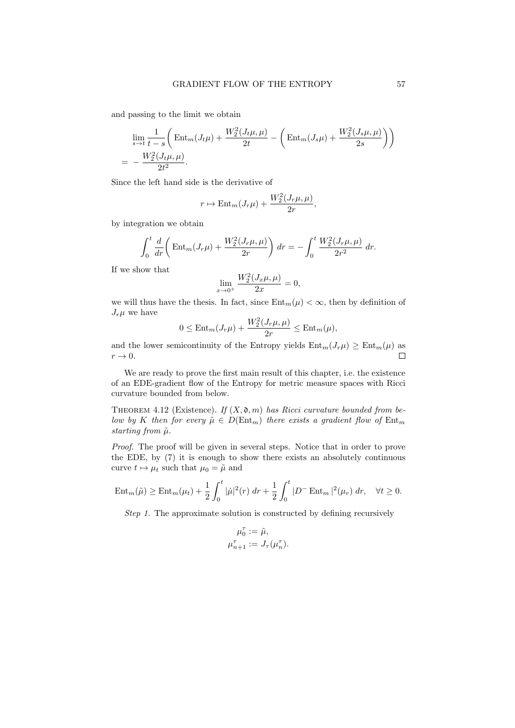and passing to the limit we obtain

$$
\begin{aligned}
&\lim_{s\to t}\frac{1}{t-s}\bigg(\operatorname{Ent}_m(J_t\mu)+\frac{W_2^2(J_t\mu,\mu)}{2t}-\bigg(\operatorname{Ent}_m(J_s\mu)+\frac{W_2^2(J_s\mu,\mu)}{2s}\bigg)\bigg)\\
=&\ -\frac{W_2^2(J_t\mu,\mu)}{2t^2}.
\end{aligned}
$$

Since the left hand side is the derivative of

$$
r\mapsto \operatorname{Ent}_m(J_r\mu)+\frac{W_2^2(J_r\mu,\mu)}{2r},
$$

by integration we obtain

$$
\int_0^t \frac{d}{dr}\bigg(\operatorname{Ent}_m(J_r\mu)+\frac{W_2^2(J_r\mu,\mu)}{2r}\bigg)\,dr=-\int_0^t \frac{W_2^2(J_r\mu,\mu)}{2r^2}\,dr.
$$

If we show that

$$
\lim_{x\to 0^+}\frac{W_2^2(J_x\mu,\mu)}{2x}=0,
$$

we will thus have the thesis. In fact, since $\operatorname{Ent}_m(\mu)<\infty$, then by definition of $J_r\mu$ we have

$$
0\le \operatorname{Ent}_m(J_r\mu)+\frac{W_2^2(J_r\mu,\mu)}{2r}\le \operatorname{Ent}_m(\mu),
$$

and the lower semicontinuity of the Entropy yields $\operatorname{Ent}_m(J_r\mu)\ge \operatorname{Ent}_m(\mu)$ as $r\to 0$. $\square$

We are ready to prove the first main result of this chapter, i.e. the existence of an EDE-gradient flow of the Entropy for metric measure spaces with Ricci curvature bounded from below.

**Theorem 4.12** (Existence). *If $(X,\mathfrak{d},m)$ has Ricci curvature bounded from below by $K$ then for every $\tilde\mu\in D(\operatorname{Ent}_m)$ there exists a gradient flow of $\operatorname{Ent}_m$ starting from $\tilde\mu$.*

*Proof.* The proof will be given in several steps. Notice that in order to prove the EDE, by (7) it is enough to show there exists an absolutely continuous curve $t\mapsto\mu_t$ such that $\mu_0=\tilde\mu$ and

$$
\operatorname{Ent}_m(\tilde\mu)\ge \operatorname{Ent}_m(\mu_t)+\frac12\int_0^t|\dot\mu|^2(r)\,dr+\frac12\int_0^t|D^-\operatorname{Ent}_m|^2(\mu_r)\,dr,\quad \forall t\ge 0.
$$

*Step 1.* The approximate solution is constructed by defining recursively

$$
\begin{aligned}
\mu_0^\tau &:= \tilde\mu,\\
\mu_{n+1}^\tau &:= J_\tau(\mu_n^\tau).
\end{aligned}
$$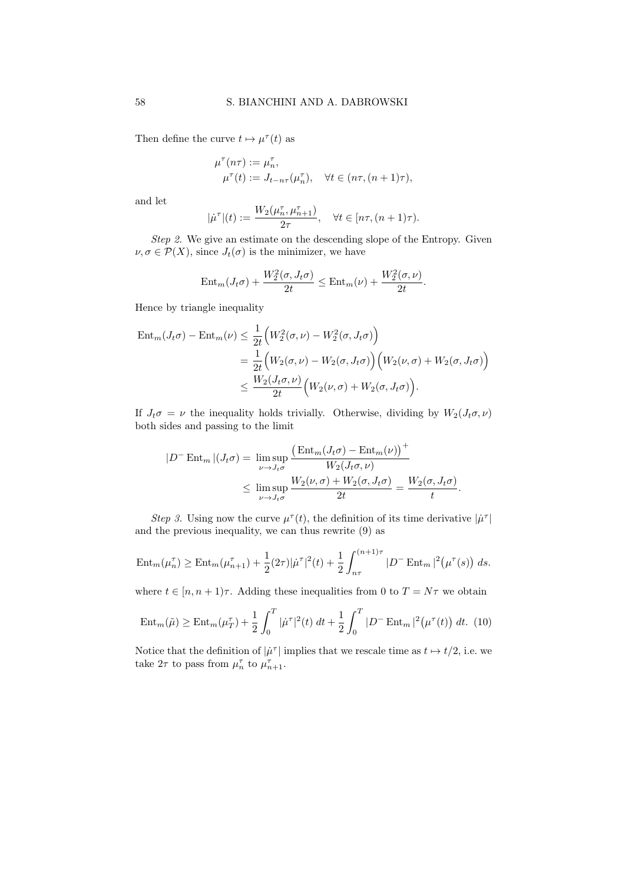Then define the curve $t \mapsto \mu^\tau(t)$ as

$$
\begin{aligned}
&\mu^\tau(n\tau) := \mu^\tau_n, \\
&\mu^\tau(t) := J_{t-n\tau}(\mu^\tau_n), \quad \forall t \in (n\tau, (n+1)\tau),
\end{aligned}
$$

and let

$$
|\dot\mu^\tau|(t) := \frac{W_2(\mu^\tau_n, \mu^\tau_{n+1})}{2\tau}, \quad \forall t \in [n\tau, (n+1)\tau).
$$

*Step 2.* We give an estimate on the descending slope of the Entropy. Given $\nu, \sigma \in \mathcal{P}(X)$, since $J_t(\sigma)$ is the minimizer, we have

$$
\mathrm{Ent}_m(J_t\sigma) + \frac{W_2^2(\sigma, J_t\sigma)}{2t} \le \mathrm{Ent}_m(\nu) + \frac{W_2^2(\sigma,\nu)}{2t}.
$$

Hence by triangle inequality

$$
\begin{aligned}
\mathrm{Ent}_m(J_t\sigma) - \mathrm{Ent}_m(\nu) &\le \frac{1}{2t}\Big(W_2^2(\sigma,\nu) - W_2^2(\sigma, J_t\sigma)\Big) \\
&= \frac{1}{2t}\Big(W_2(\sigma,\nu) - W_2(\sigma, J_t\sigma)\Big)\Big(W_2(\nu,\sigma) + W_2(\sigma, J_t\sigma)\Big) \\
&\le \frac{W_2(J_t\sigma,\nu)}{2t}\Big(W_2(\nu,\sigma) + W_2(\sigma, J_t\sigma)\Big).
\end{aligned}
$$

If $J_t\sigma = \nu$ the inequality holds trivially. Otherwise, dividing by $W_2(J_t\sigma,\nu)$ both sides and passing to the limit

$$
\begin{aligned}
|D^-\,\mathrm{Ent}_m|(J_t\sigma) = &\limsup_{\nu\to J_t\sigma} \frac{\big(\mathrm{Ent}_m(J_t\sigma) - \mathrm{Ent}_m(\nu)\big)^+}{W_2(J_t\sigma,\nu)} \\
\le &\limsup_{\nu\to J_t\sigma} \frac{W_2(\nu,\sigma) + W_2(\sigma, J_t\sigma)}{2t} = \frac{W_2(\sigma, J_t\sigma)}{t}.
\end{aligned}
$$

*Step 3.* Using now the curve $\mu^\tau(t)$, the definition of its time derivative $|\dot\mu^\tau|$ and the previous inequality, we can thus rewrite (9) as

$$
\mathrm{Ent}_m(\mu^\tau_n) \ge \mathrm{Ent}_m(\mu^\tau_{n+1}) + \frac{1}{2}(2\tau)|\dot\mu^\tau|^2(t) + \frac{1}{2}\int_{n\tau}^{(n+1)\tau} |D^-\,\mathrm{Ent}_m|^2\big(\mu^\tau(s)\big)\, ds.
$$

where $t \in [n, n+1)\tau$. Adding these inequalities from 0 to $T = N\tau$ we obtain

$$
\mathrm{Ent}_m(\tilde\mu) \ge \mathrm{Ent}_m(\mu^\tau_T) + \frac{1}{2}\int_0^T |\dot\mu^\tau|^2(t)\, dt + \frac{1}{2}\int_0^T |D^-\,\mathrm{Ent}_m|^2\big(\mu^\tau(t)\big)\, dt. \tag{10}
$$

Notice that the definition of $|\dot\mu^\tau|$ implies that we rescale time as $t \mapsto t/2$, i.e. we take $2\tau$ to pass from $\mu^\tau_n$ to $\mu^\tau_{n+1}$.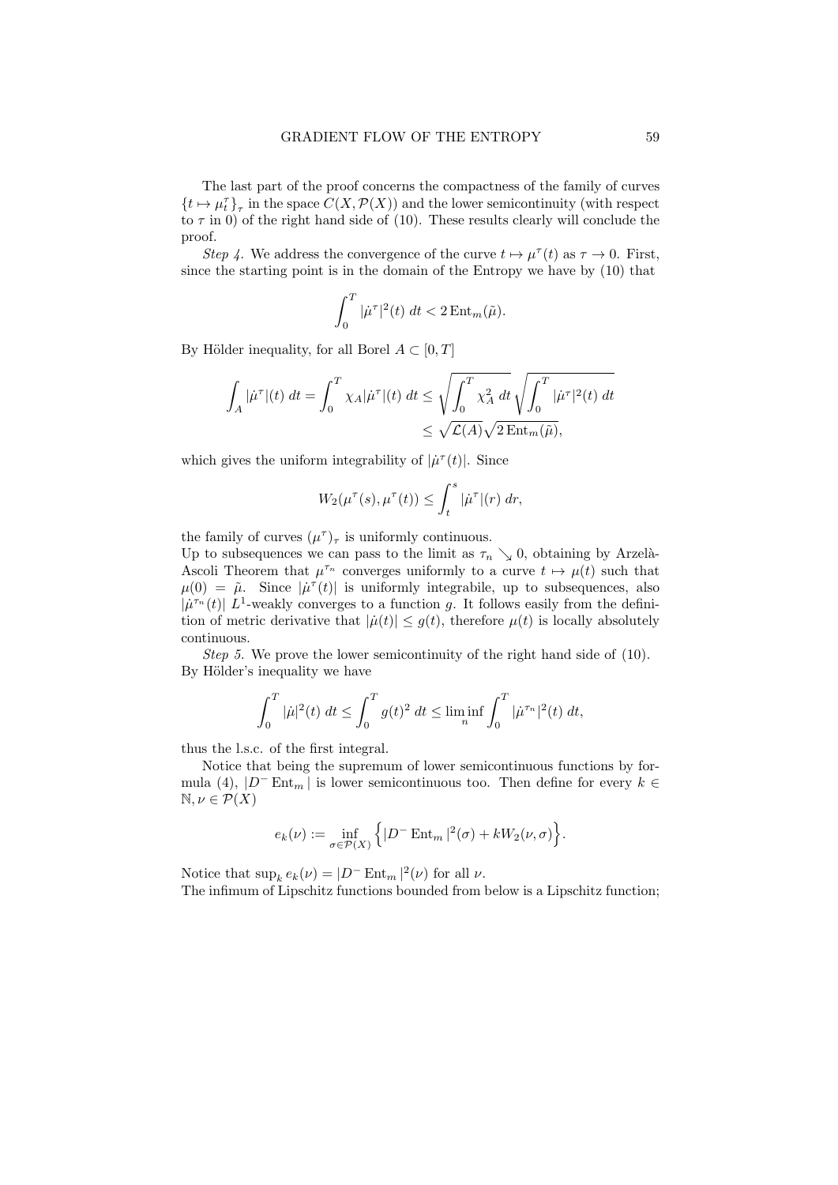The last part of the proof concerns the compactness of the family of curves $\{t \mapsto \mu_t^\tau\}_\tau$ in the space $C(X, \mathcal{P}(X))$ and the lower semicontinuity (with respect to $\tau$ in 0) of the right hand side of (10). These results clearly will conclude the proof.

*Step 4.* We address the convergence of the curve $t \mapsto \mu^\tau(t)$ as $\tau \to 0$. First, since the starting point is in the domain of the Entropy we have by (10) that

$$\int_0^T |\dot{\mu}^\tau|^2(t)\, dt < 2\, \mathrm{Ent}_m(\tilde{\mu}).$$

By Hölder inequality, for all Borel $A \subset [0, T]$

$$\begin{aligned}\int_A |\dot{\mu}^\tau|(t)\, dt = \int_0^T \chi_A |\dot{\mu}^\tau|(t)\, dt &\leq \sqrt{\int_0^T \chi_A^2\, dt}\sqrt{\int_0^T |\dot{\mu}^\tau|^2(t)\, dt} \\ &\leq \sqrt{\mathcal{L}(A)}\sqrt{2\, \mathrm{Ent}_m(\tilde{\mu})},\end{aligned}$$

which gives the uniform integrability of $|\dot{\mu}^\tau(t)|$. Since

$$W_2(\mu^\tau(s), \mu^\tau(t)) \leq \int_t^s |\dot{\mu}^\tau|(r)\, dr,$$

the family of curves $(\mu^\tau)_\tau$ is uniformly continuous.
Up to subsequences we can pass to the limit as $\tau_n \searrow 0$, obtaining by Arzelà-Ascoli Theorem that $\mu^{\tau_n}$ converges uniformly to a curve $t \mapsto \mu(t)$ such that $\mu(0) = \tilde{\mu}$. Since $|\dot{\mu}^\tau(t)|$ is uniformly integrabile, up to subsequences, also $|\dot{\mu}^{\tau_n}(t)|$ $L^1$-weakly converges to a function $g$. It follows easily from the definition of metric derivative that $|\dot{\mu}(t)| \leq g(t)$, therefore $\mu(t)$ is locally absolutely continuous.

*Step 5.* We prove the lower semicontinuity of the right hand side of (10). By Hölder's inequality we have

$$\int_0^T |\dot{\mu}|^2(t)\, dt \leq \int_0^T g(t)^2\, dt \leq \liminf_n \int_0^T |\dot{\mu}^{\tau_n}|^2(t)\, dt,$$

thus the l.s.c. of the first integral.

Notice that being the supremum of lower semicontinuous functions by formula (4), $|D^- \mathrm{Ent}_m|$ is lower semicontinuous too. Then define for every $k \in \mathbb{N}, \nu \in \mathcal{P}(X)$

$$e_k(\nu) := \inf_{\sigma \in \mathcal{P}(X)} \Big\{ |D^- \mathrm{Ent}_m|^2(\sigma) + k W_2(\nu, \sigma) \Big\}.$$

Notice that $\sup_k e_k(\nu) = |D^- \mathrm{Ent}_m|^2(\nu)$ for all $\nu$.
The infimum of Lipschitz functions bounded from below is a Lipschitz function;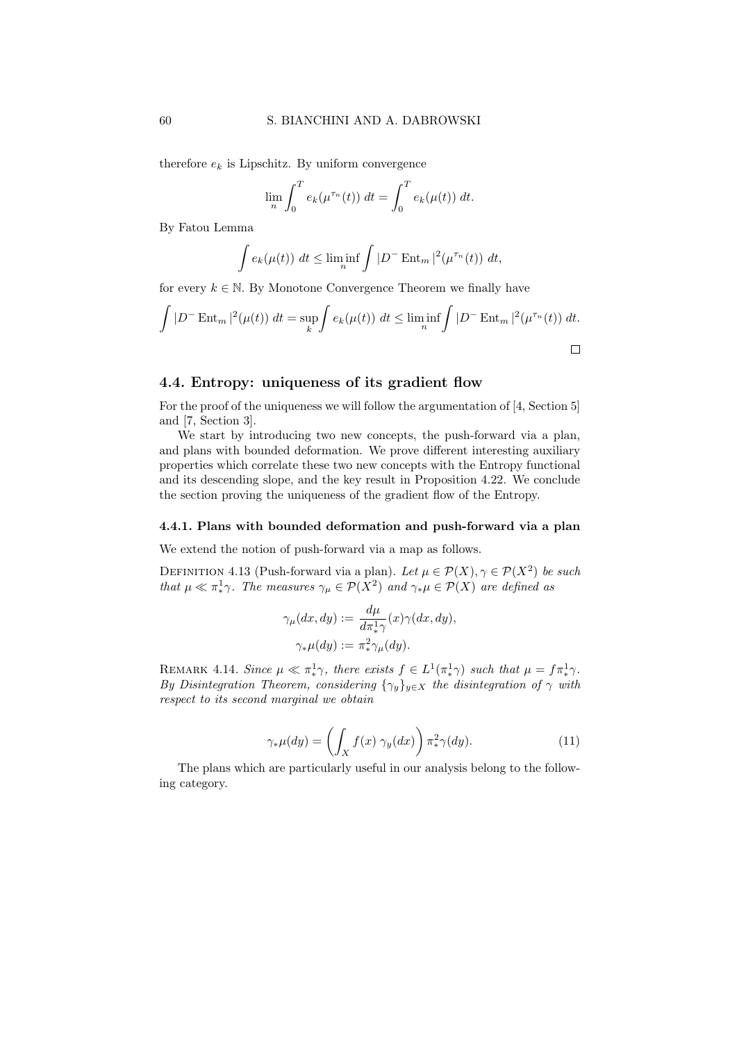therefore $e_k$ is Lipschitz. By uniform convergence

$$\lim_n \int_0^T e_k(\mu^{\tau_n}(t))\, dt = \int_0^T e_k(\mu(t))\, dt.$$

By Fatou Lemma

$$\int e_k(\mu(t))\, dt \le \liminf_n \int |D^- \operatorname{Ent}_m|^2(\mu^{\tau_n}(t))\, dt,$$

for every $k \in \mathbb{N}$. By Monotone Convergence Theorem we finally have

$$\int |D^- \operatorname{Ent}_m|^2(\mu(t))\, dt = \sup_k \int e_k(\mu(t))\, dt \le \liminf_n \int |D^- \operatorname{Ent}_m|^2(\mu^{\tau_n}(t))\, dt.$$

□

## 4.4. Entropy: uniqueness of its gradient flow

For the proof of the uniqueness we will follow the argumentation of [4, Section 5] and [7, Section 3].

We start by introducing two new concepts, the push-forward via a plan, and plans with bounded deformation. We prove different interesting auxiliary properties which correlate these two new concepts with the Entropy functional and its descending slope, and the key result in Proposition 4.22. We conclude the section proving the uniqueness of the gradient flow of the Entropy.

### 4.4.1. Plans with bounded deformation and push-forward via a plan

We extend the notion of push-forward via a map as follows.

Definition 4.13 (Push-forward via a plan). *Let $\mu \in \mathcal{P}(X), \gamma \in \mathcal{P}(X^2)$ be such that $\mu \ll \pi^1_* \gamma$. The measures $\gamma_\mu \in \mathcal{P}(X^2)$ and $\gamma_* \mu \in \mathcal{P}(X)$ are defined as*

$$\gamma_\mu(dx, dy) := \frac{d\mu}{d\pi^1_*\gamma}(x)\gamma(dx, dy),$$
$$\gamma_*\mu(dy) := \pi^2_*\gamma_\mu(dy).$$

Remark 4.14. *Since $\mu \ll \pi^1_*\gamma$, there exists $f \in L^1(\pi^1_*\gamma)$ such that $\mu = f\pi^1_*\gamma$. By Disintegration Theorem, considering $\{\gamma_y\}_{y \in X}$ the disintegration of $\gamma$ with respect to its second marginal we obtain*

$$\gamma_*\mu(dy) = \left( \int_X f(x)\, \gamma_y(dx) \right) \pi^2_*\gamma(dy). \tag{11}$$

The plans which are particularly useful in our analysis belong to the following category.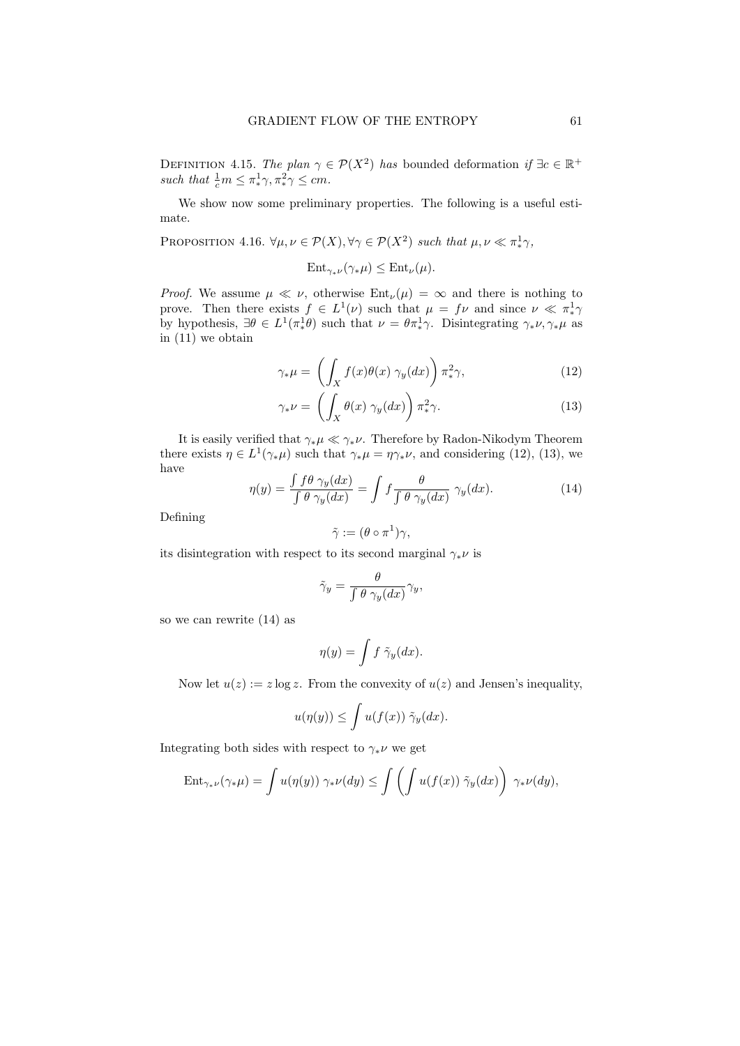DEFINITION 4.15. *The plan* $\gamma \in \mathcal{P}(X^2)$ *has* bounded deformation *if* $\exists c \in \mathbb{R}^+$ *such that* $\frac{1}{c}m \leq \pi^1_*\gamma, \pi^2_*\gamma \leq cm$.

We show now some preliminary properties. The following is a useful estimate.

PROPOSITION 4.16. $\forall \mu, \nu \in \mathcal{P}(X), \forall \gamma \in \mathcal{P}(X^2)$ *such that* $\mu, \nu \ll \pi^1_*\gamma$,

$$\mathrm{Ent}_{\gamma_*\nu}(\gamma_*\mu) \leq \mathrm{Ent}_\nu(\mu).$$

*Proof.* We assume $\mu \ll \nu$, otherwise $\mathrm{Ent}_\nu(\mu) = \infty$ and there is nothing to prove. Then there exists $f \in L^1(\nu)$ such that $\mu = f\nu$ and since $\nu \ll \pi^1_*\gamma$ by hypothesis, $\exists \theta \in L^1(\pi^1_*\theta)$ such that $\nu = \theta\pi^1_*\gamma$. Disintegrating $\gamma_*\nu, \gamma_*\mu$ as in (11) we obtain

$$\gamma_*\mu = \left(\int_X f(x)\theta(x)\ \gamma_y(dx)\right)\pi^2_*\gamma, \tag{12}$$

$$\gamma_*\nu = \left(\int_X \theta(x)\ \gamma_y(dx)\right)\pi^2_*\gamma. \tag{13}$$

It is easily verified that $\gamma_*\mu \ll \gamma_*\nu$. Therefore by Radon-Nikodym Theorem there exists $\eta \in L^1(\gamma_*\mu)$ such that $\gamma_*\mu = \eta\gamma_*\nu$, and considering (12), (13), we have

$$\eta(y) = \frac{\int f\theta\ \gamma_y(dx)}{\int \theta\ \gamma_y(dx)} = \int f \frac{\theta}{\int \theta\ \gamma_y(dx)}\ \gamma_y(dx). \tag{14}$$

Defining

$$\tilde{\gamma} := (\theta \circ \pi^1)\gamma,$$

its disintegration with respect to its second marginal $\gamma_*\nu$ is

$$\tilde{\gamma}_y = \frac{\theta}{\int \theta\ \gamma_y(dx)}\gamma_y,$$

so we can rewrite (14) as

$$\eta(y) = \int f\ \tilde{\gamma}_y(dx).$$

Now let $u(z) := z\log z$. From the convexity of $u(z)$ and Jensen's inequality,

$$u(\eta(y)) \leq \int u(f(x))\ \tilde{\gamma}_y(dx).$$

Integrating both sides with respect to $\gamma_*\nu$ we get

$$\mathrm{Ent}_{\gamma_*\nu}(\gamma_*\mu) = \int u(\eta(y))\ \gamma_*\nu(dy) \leq \int \left(\int u(f(x))\ \tilde{\gamma}_y(dx)\right)\ \gamma_*\nu(dy),$$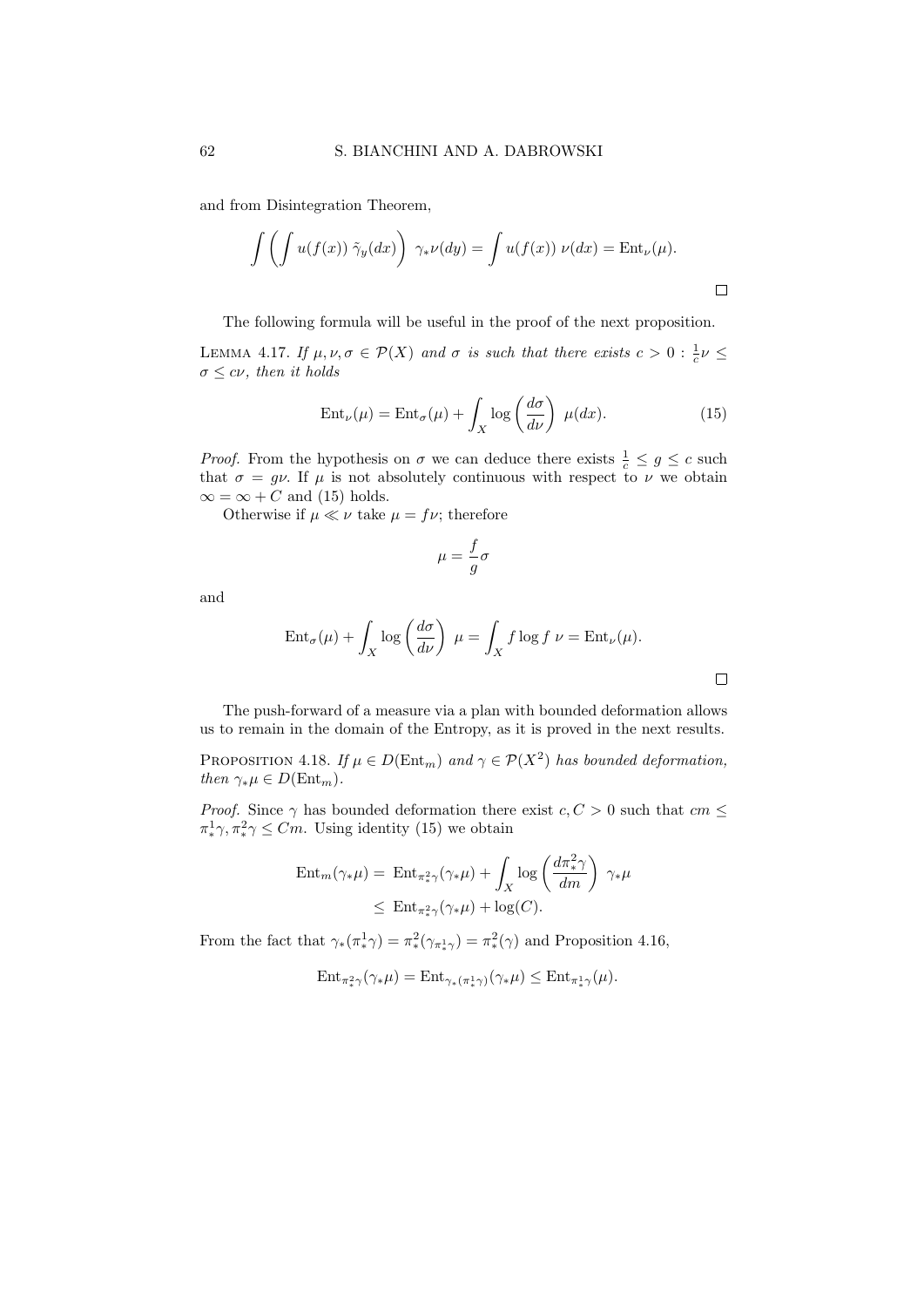and from Disintegration Theorem,

$$\int \left( \int u(f(x)) \, \tilde{\gamma}_y(dx) \right) \, \gamma_* \nu(dy) = \int u(f(x)) \, \nu(dx) = \mathrm{Ent}_\nu(\mu).$$

□

The following formula will be useful in the proof of the next proposition.

Lemma 4.17. *If $\mu, \nu, \sigma \in \mathcal{P}(X)$ and $\sigma$ is such that there exists $c > 0 : \frac{1}{c}\nu \leq \sigma \leq c\nu$, then it holds*

$$\mathrm{Ent}_\nu(\mu) = \mathrm{Ent}_\sigma(\mu) + \int_X \log\left(\frac{d\sigma}{d\nu}\right) \, \mu(dx). \tag{15}$$

*Proof.* From the hypothesis on $\sigma$ we can deduce there exists $\frac{1}{c} \leq g \leq c$ such that $\sigma = g\nu$. If $\mu$ is not absolutely continuous with respect to $\nu$ we obtain $\infty = \infty + C$ and (15) holds.

Otherwise if $\mu \ll \nu$ take $\mu = f\nu$; therefore

$$\mu = \frac{f}{g}\sigma$$

and

$$\mathrm{Ent}_\sigma(\mu) + \int_X \log\left(\frac{d\sigma}{d\nu}\right) \, \mu = \int_X f \log f \, \nu = \mathrm{Ent}_\nu(\mu).$$

□

The push-forward of a measure via a plan with bounded deformation allows us to remain in the domain of the Entropy, as it is proved in the next results.

Proposition 4.18. *If $\mu \in D(\mathrm{Ent}_m)$ and $\gamma \in \mathcal{P}(X^2)$ has bounded deformation, then $\gamma_*\mu \in D(\mathrm{Ent}_m)$.*

*Proof.* Since $\gamma$ has bounded deformation there exist $c, C > 0$ such that $cm \leq \pi^1_*\gamma, \pi^2_*\gamma \leq Cm$. Using identity (15) we obtain

$$\begin{aligned}
\mathrm{Ent}_m(\gamma_*\mu) = \ & \mathrm{Ent}_{\pi^2_*\gamma}(\gamma_*\mu) + \int_X \log\left(\frac{d\pi^2_*\gamma}{dm}\right) \, \gamma_*\mu \\
\leq \ & \mathrm{Ent}_{\pi^2_*\gamma}(\gamma_*\mu) + \log(C).
\end{aligned}$$

From the fact that $\gamma_*(\pi^1_*\gamma) = \pi^2_*(\gamma_{\pi^1_*\gamma}) = \pi^2_*(\gamma)$ and Proposition 4.16,

$$\mathrm{Ent}_{\pi^2_*\gamma}(\gamma_*\mu) = \mathrm{Ent}_{\gamma_*(\pi^1_*\gamma)}(\gamma_*\mu) \leq \mathrm{Ent}_{\pi^1_*\gamma}(\mu).$$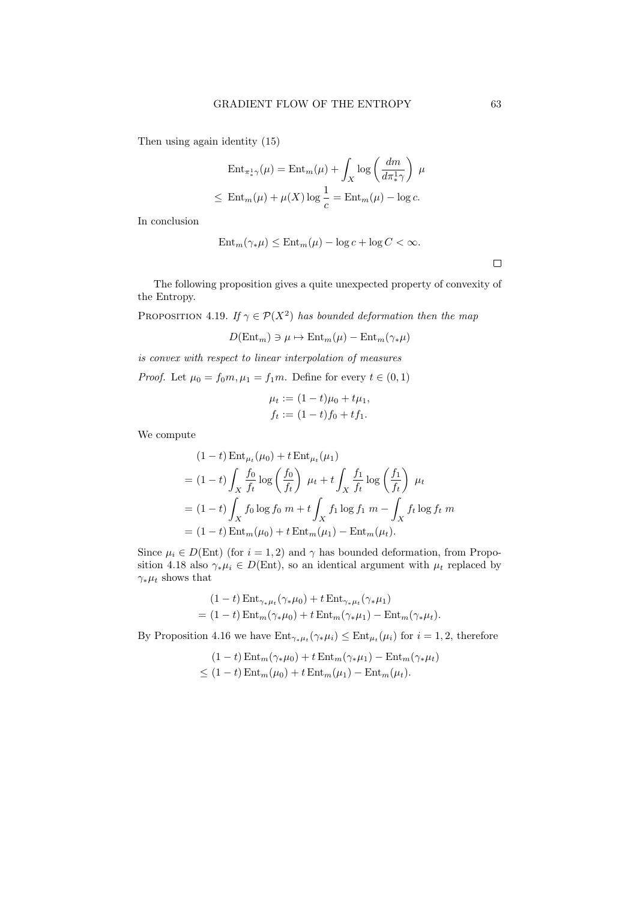Then using again identity (15)

$$
\begin{aligned}
&\operatorname{Ent}_{\pi^1_*\gamma}(\mu) = \operatorname{Ent}_m(\mu) + \int_X \log\left(\frac{dm}{d\pi^1_*\gamma}\right)\ \mu \\
\le\ &\operatorname{Ent}_m(\mu) + \mu(X)\log\frac{1}{c} = \operatorname{Ent}_m(\mu) - \log c.
\end{aligned}
$$

In conclusion

$$
\operatorname{Ent}_m(\gamma_*\mu) \le \operatorname{Ent}_m(\mu) - \log c + \log C < \infty.
$$

□

The following proposition gives a quite unexpected property of convexity of the Entropy.

Proposition 4.19. *If $\gamma \in \mathcal{P}(X^2)$ has bounded deformation then the map*

$$
D(\operatorname{Ent}_m) \ni \mu \mapsto \operatorname{Ent}_m(\mu) - \operatorname{Ent}_m(\gamma_*\mu)
$$

*is convex with respect to linear interpolation of measures*

*Proof.* Let $\mu_0 = f_0 m, \mu_1 = f_1 m$. Define for every $t \in (0,1)$

$$
\begin{aligned}
\mu_t &:= (1-t)\mu_0 + t\mu_1, \\
f_t &:= (1-t)f_0 + tf_1.
\end{aligned}
$$

We compute

$$
\begin{aligned}
&(1-t)\operatorname{Ent}_{\mu_t}(\mu_0) + t\operatorname{Ent}_{\mu_t}(\mu_1) \\
&= (1-t)\int_X \frac{f_0}{f_t}\log\left(\frac{f_0}{f_t}\right)\ \mu_t + t\int_X \frac{f_1}{f_t}\log\left(\frac{f_1}{f_t}\right)\ \mu_t \\
&= (1-t)\int_X f_0\log f_0\ m + t\int_X f_1\log f_1\ m - \int_X f_t\log f_t\ m \\
&= (1-t)\operatorname{Ent}_m(\mu_0) + t\operatorname{Ent}_m(\mu_1) - \operatorname{Ent}_m(\mu_t).
\end{aligned}
$$

Since $\mu_i \in D(\operatorname{Ent})$ (for $i = 1,2$) and $\gamma$ has bounded deformation, from Proposition 4.18 also $\gamma_*\mu_i \in D(\operatorname{Ent})$, so an identical argument with $\mu_t$ replaced by $\gamma_*\mu_t$ shows that

$$
\begin{aligned}
&(1-t)\operatorname{Ent}_{\gamma_*\mu_t}(\gamma_*\mu_0) + t\operatorname{Ent}_{\gamma_*\mu_t}(\gamma_*\mu_1) \\
&= (1-t)\operatorname{Ent}_m(\gamma_*\mu_0) + t\operatorname{Ent}_m(\gamma_*\mu_1) - \operatorname{Ent}_m(\gamma_*\mu_t).
\end{aligned}
$$

By Proposition 4.16 we have $\operatorname{Ent}_{\gamma_*\mu_t}(\gamma_*\mu_i) \le \operatorname{Ent}_{\mu_t}(\mu_i)$ for $i = 1,2$, therefore

$$
\begin{aligned}
&(1-t)\operatorname{Ent}_m(\gamma_*\mu_0) + t\operatorname{Ent}_m(\gamma_*\mu_1) - \operatorname{Ent}_m(\gamma_*\mu_t) \\
\le\ &(1-t)\operatorname{Ent}_m(\mu_0) + t\operatorname{Ent}_m(\mu_1) - \operatorname{Ent}_m(\mu_t).
\end{aligned}
$$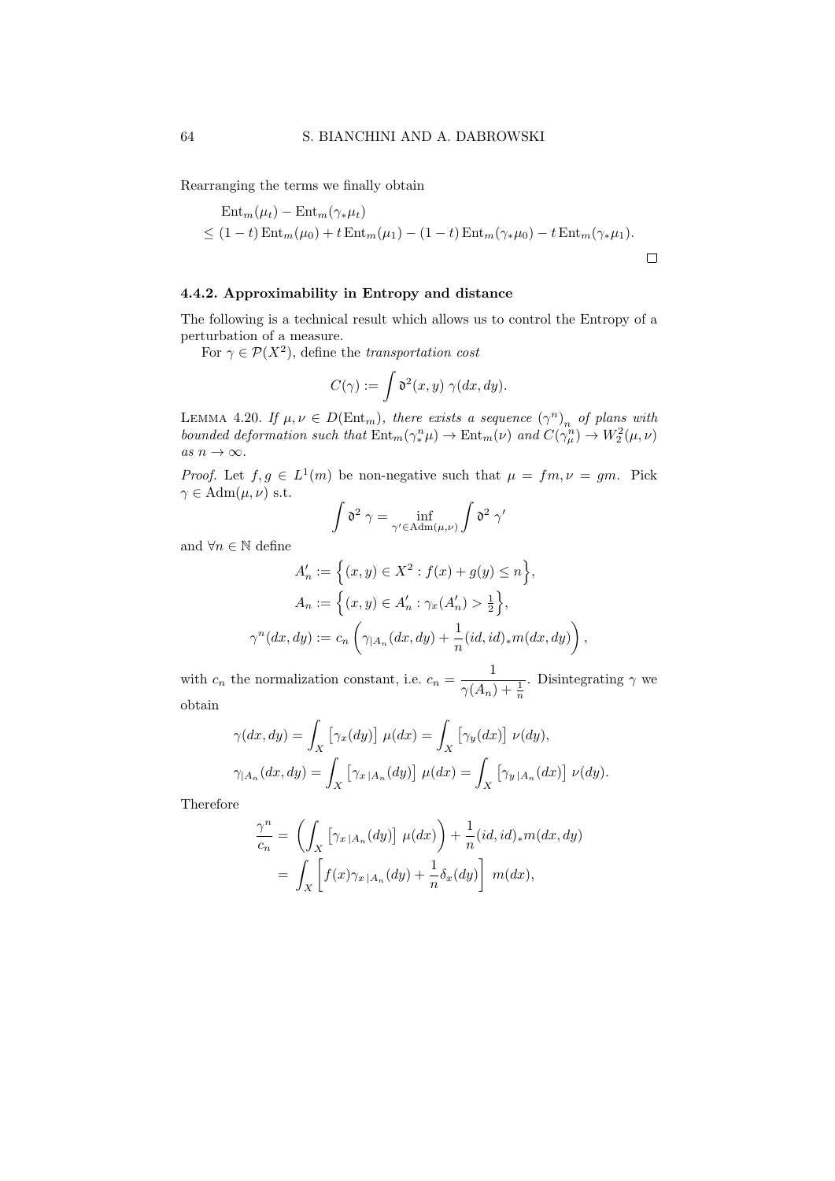Rearranging the terms we finally obtain

$$
\begin{aligned}
&\operatorname{Ent}_m(\mu_t) - \operatorname{Ent}_m(\gamma_* \mu_t) \\
&\leq (1-t)\operatorname{Ent}_m(\mu_0) + t\operatorname{Ent}_m(\mu_1) - (1-t)\operatorname{Ent}_m(\gamma_*\mu_0) - t\operatorname{Ent}_m(\gamma_*\mu_1).
\end{aligned}
$$

□

### 4.4.2. Approximability in Entropy and distance

The following is a technical result which allows us to control the Entropy of a perturbation of a measure.

For $\gamma \in \mathcal{P}(X^2)$, define the *transportation cost*

$$
C(\gamma) := \int \mathfrak{d}^2(x,y)\, \gamma(dx, dy).
$$

LEMMA 4.20. *If $\mu, \nu \in D(\operatorname{Ent}_m)$, there exists a sequence $(\gamma^n)_n$ of plans with bounded deformation such that $\operatorname{Ent}_m(\gamma^n_* \mu) \to \operatorname{Ent}_m(\nu)$ and $C(\gamma^n_\mu) \to W_2^2(\mu,\nu)$ as $n \to \infty$.*

*Proof.* Let $f, g \in L^1(m)$ be non-negative such that $\mu = fm, \nu = gm$. Pick $\gamma \in \operatorname{Adm}(\mu,\nu)$ s.t.

$$
\int \mathfrak{d}^2\, \gamma = \inf_{\gamma' \in \operatorname{Adm}(\mu,\nu)} \int \mathfrak{d}^2\, \gamma'
$$

and $\forall n \in \mathbb{N}$ define

$$
\begin{aligned}
A'_n &:= \Big\{ (x,y) \in X^2 : f(x) + g(y) \leq n \Big\}, \\
A_n &:= \Big\{ (x,y) \in A'_n : \gamma_x(A'_n) > \tfrac{1}{2} \Big\}, \\
\gamma^n(dx,dy) &:= c_n \left( \gamma_{|A_n}(dx,dy) + \frac{1}{n}(id,id)_* m(dx,dy) \right),
\end{aligned}
$$

with $c_n$ the normalization constant, i.e. $c_n = \dfrac{1}{\gamma(A_n) + \frac{1}{n}}$. Disintegrating $\gamma$ we obtain

$$
\begin{aligned}
\gamma(dx,dy) &= \int_X \big[\gamma_x(dy)\big]\, \mu(dx) = \int_X \big[\gamma_y(dx)\big]\, \nu(dy), \\
\gamma_{|A_n}(dx,dy) &= \int_X \big[\gamma_{x\,|A_n}(dy)\big]\, \mu(dx) = \int_X \big[\gamma_{y\,|A_n}(dx)\big]\, \nu(dy).
\end{aligned}
$$

Therefore

$$
\begin{aligned}
\frac{\gamma^n}{c_n} &= \left( \int_X \big[\gamma_{x\,|A_n}(dy)\big]\, \mu(dx) \right) + \frac{1}{n}(id,id)_* m(dx,dy) \\
&= \int_X \left[ f(x)\gamma_{x\,|A_n}(dy) + \frac{1}{n}\delta_x(dy) \right]\, m(dx),
\end{aligned}
$$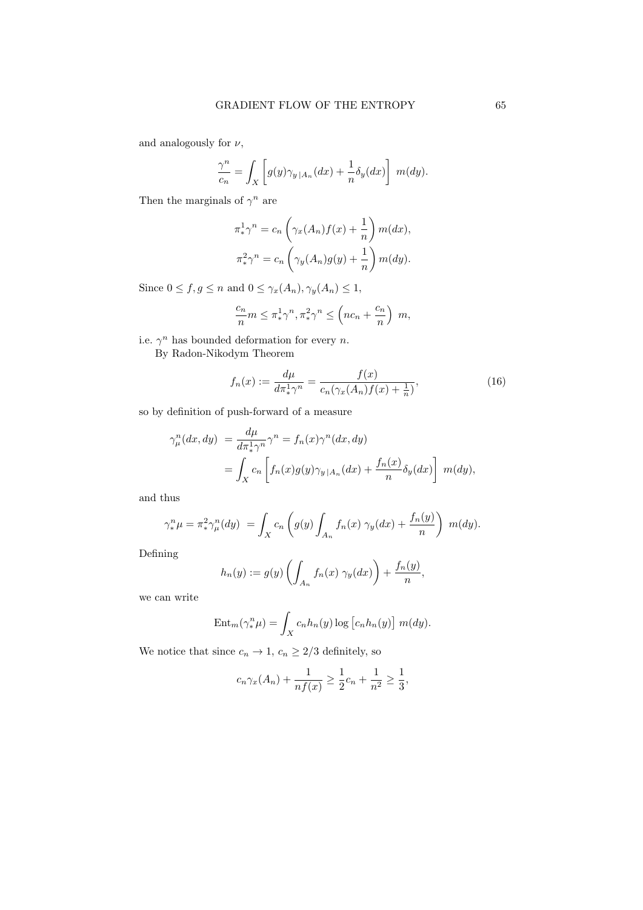and analogously for $\nu$,

$$\frac{\gamma^n}{c_n} = \int_X \left[ g(y)\gamma_{y\,|A_n}(dx) + \frac{1}{n}\delta_y(dx) \right] \; m(dy).$$

Then the marginals of $\gamma^n$ are

$$\pi^1_*\gamma^n = c_n \left( \gamma_x(A_n) f(x) + \frac{1}{n} \right) m(dx),$$
$$\pi^2_*\gamma^n = c_n \left( \gamma_y(A_n) g(y) + \frac{1}{n} \right) m(dy).$$

Since $0 \le f, g \le n$ and $0 \le \gamma_x(A_n), \gamma_y(A_n) \le 1$,

$$\frac{c_n}{n} m \le \pi^1_*\gamma^n, \pi^2_*\gamma^n \le \left( nc_n + \frac{c_n}{n} \right) \; m,$$

i.e. $\gamma^n$ has bounded deformation for every $n$.

By Radon-Nikodym Theorem

$$f_n(x) := \frac{d\mu}{d\pi^1_*\gamma^n} = \frac{f(x)}{c_n(\gamma_x(A_n)f(x) + \frac{1}{n})}, \tag{16}$$

so by definition of push-forward of a measure

$$\begin{aligned} \gamma^n_\mu(dx, dy) \; &= \frac{d\mu}{d\pi^1_*\gamma^n}\gamma^n = f_n(x)\gamma^n(dx, dy) \\ &= \int_X c_n \left[ f_n(x) g(y) \gamma_{y\,|A_n}(dx) + \frac{f_n(x)}{n}\delta_y(dx) \right] \; m(dy), \end{aligned}$$

and thus

$$\gamma^n_*\mu = \pi^2_*\gamma^n_\mu(dy) \; = \int_X c_n \left( g(y) \int_{A_n} f_n(x) \; \gamma_y(dx) + \frac{f_n(y)}{n} \right) \; m(dy).$$

Defining

$$h_n(y) := g(y) \left( \int_{A_n} f_n(x) \; \gamma_y(dx) \right) + \frac{f_n(y)}{n},$$

we can write

$$\mathrm{Ent}_m(\gamma^n_*\mu) = \int_X c_n h_n(y) \log \left[ c_n h_n(y) \right] \; m(dy).$$

We notice that since $c_n \to 1$, $c_n \ge 2/3$ definitely, so

$$c_n \gamma_x(A_n) + \frac{1}{nf(x)} \ge \frac{1}{2}c_n + \frac{1}{n^2} \ge \frac{1}{3},$$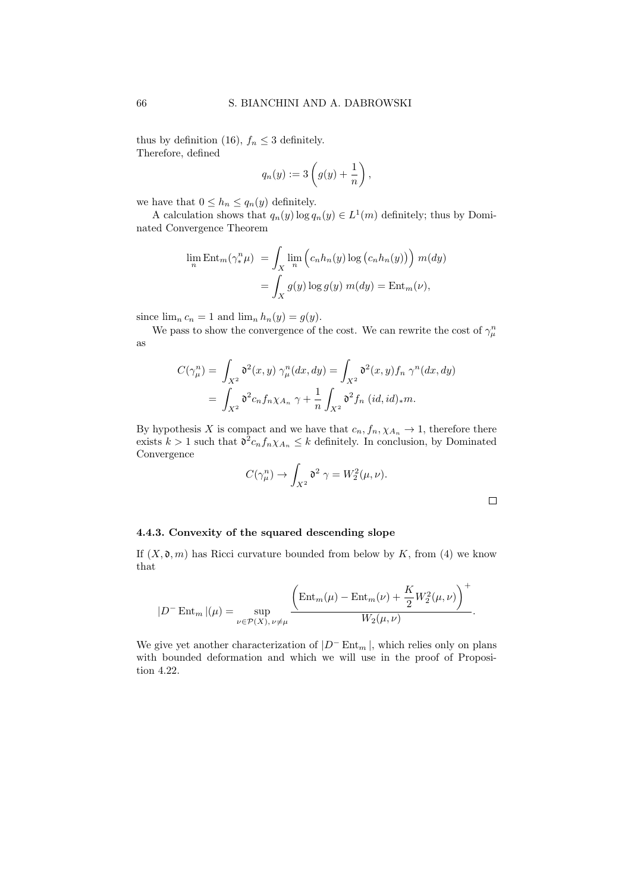thus by definition (16), $f_n \leq 3$ definitely.
Therefore, defined

$$q_n(y) := 3\left(g(y) + \frac{1}{n}\right),$$

we have that $0 \leq h_n \leq q_n(y)$ definitely.

A calculation shows that $q_n(y) \log q_n(y) \in L^1(m)$ definitely; thus by Dominated Convergence Theorem

$$\begin{aligned}
\lim_n \operatorname{Ent}_m(\gamma^n_* \mu) &= \int_X \lim_n \Big( c_n h_n(y) \log \big(c_n h_n(y)\big)\Big)\, m(dy) \\
&= \int_X g(y) \log g(y)\, m(dy) = \operatorname{Ent}_m(\nu),
\end{aligned}$$

since $\lim_n c_n = 1$ and $\lim_n h_n(y) = g(y)$.

We pass to show the convergence of the cost. We can rewrite the cost of $\gamma^n_\mu$ as

$$\begin{aligned}
C(\gamma^n_\mu) &= \int_{X^2} \mathfrak{d}^2(x,y)\, \gamma^n_\mu(dx,dy) = \int_{X^2} \mathfrak{d}^2(x,y) f_n\, \gamma^n(dx,dy) \\
&= \int_{X^2} \mathfrak{d}^2 c_n f_n \chi_{A_n}\, \gamma + \frac{1}{n} \int_{X^2} \mathfrak{d}^2 f_n\, (id,id)_* m.
\end{aligned}$$

By hypothesis $X$ is compact and we have that $c_n, f_n, \chi_{A_n} \to 1$, therefore there exists $k > 1$ such that $\mathfrak{d}^2 c_n f_n \chi_{A_n} \leq k$ definitely. In conclusion, by Dominated Convergence

$$C(\gamma^n_\mu) \to \int_{X^2} \mathfrak{d}^2\, \gamma = W_2^2(\mu,\nu).$$

□

#### 4.4.3. Convexity of the squared descending slope

If $(X, \mathfrak{d}, m)$ has Ricci curvature bounded from below by $K$, from (4) we know that

$$|D^- \operatorname{Ent}_m|(\mu) = \sup_{\nu \in \mathcal{P}(X),\, \nu \neq \mu} \frac{\left(\operatorname{Ent}_m(\mu) - \operatorname{Ent}_m(\nu) + \dfrac{K}{2} W_2^2(\mu,\nu)\right)^+}{W_2(\mu,\nu)}.$$

We give yet another characterization of $|D^- \operatorname{Ent}_m|$, which relies only on plans with bounded deformation and which we will use in the proof of Proposition 4.22.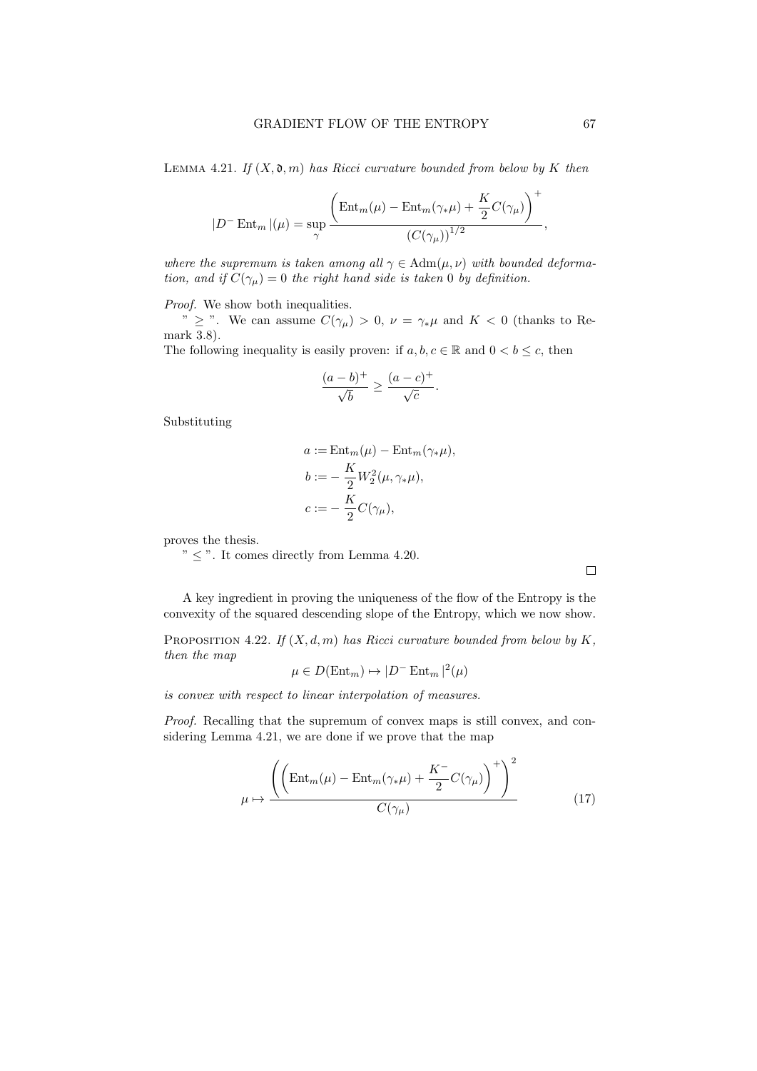LEMMA 4.21. *If $(X, \mathfrak{d}, m)$ has Ricci curvature bounded from below by $K$ then*

$$
|D^- \operatorname{Ent}_m|(\mu) = \sup_{\gamma} \frac{\left( \operatorname{Ent}_m(\mu) - \operatorname{Ent}_m(\gamma_* \mu) + \dfrac{K}{2} C(\gamma_\mu) \right)^+}{\left(C(\gamma_\mu)\right)^{1/2}},
$$

*where the supremum is taken among all $\gamma \in \operatorname{Adm}(\mu, \nu)$ with bounded deformation, and if $C(\gamma_\mu) = 0$ the right hand side is taken 0 by definition.*

*Proof.* We show both inequalities.

" $\geq$ ". We can assume $C(\gamma_\mu) > 0$, $\nu = \gamma_* \mu$ and $K < 0$ (thanks to Remark 3.8).

The following inequality is easily proven: if $a, b, c \in \mathbb{R}$ and $0 < b \leq c$, then

$$
\frac{(a-b)^+}{\sqrt{b}} \geq \frac{(a-c)^+}{\sqrt{c}}.
$$

Substituting

$$
\begin{aligned}
a &:= \operatorname{Ent}_m(\mu) - \operatorname{Ent}_m(\gamma_* \mu), \\
b &:= -\frac{K}{2} W_2^2(\mu, \gamma_* \mu), \\
c &:= -\frac{K}{2} C(\gamma_\mu),
\end{aligned}
$$

proves the thesis.

" $\leq$ ". It comes directly from Lemma 4.20. $\square$

A key ingredient in proving the uniqueness of the flow of the Entropy is the convexity of the squared descending slope of the Entropy, which we now show.

PROPOSITION 4.22. *If $(X, d, m)$ has Ricci curvature bounded from below by $K$, then the map*

$$
\mu \in D(\operatorname{Ent}_m) \mapsto |D^- \operatorname{Ent}_m|^2(\mu)
$$

*is convex with respect to linear interpolation of measures.*

*Proof.* Recalling that the supremum of convex maps is still convex, and considering Lemma 4.21, we are done if we prove that the map

$$
\mu \mapsto \frac{\left( \left( \operatorname{Ent}_m(\mu) - \operatorname{Ent}_m(\gamma_* \mu) + \dfrac{K^-}{2} C(\gamma_\mu) \right)^+ \right)^2}{C(\gamma_\mu)} \tag{17}
$$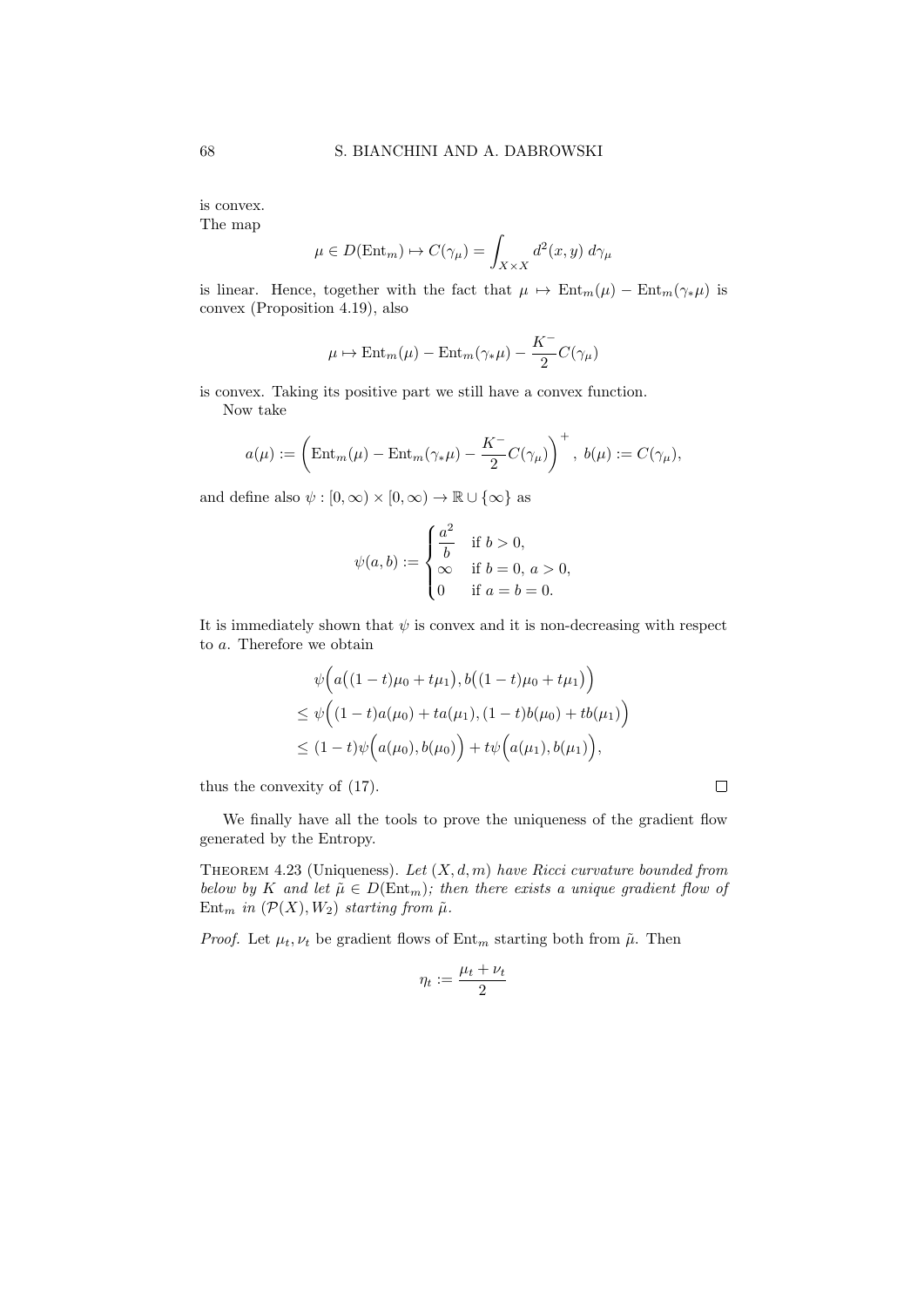is convex.

The map

$$\mu \in D(\mathrm{Ent}_m) \mapsto C(\gamma_\mu) = \int_{X \times X} d^2(x,y)\, d\gamma_\mu$$

is linear. Hence, together with the fact that $\mu \mapsto \mathrm{Ent}_m(\mu) - \mathrm{Ent}_m(\gamma_* \mu)$ is convex (Proposition 4.19), also

$$\mu \mapsto \mathrm{Ent}_m(\mu) - \mathrm{Ent}_m(\gamma_* \mu) - \frac{K^-}{2} C(\gamma_\mu)$$

is convex. Taking its positive part we still have a convex function.

Now take

$$a(\mu) := \left( \mathrm{Ent}_m(\mu) - \mathrm{Ent}_m(\gamma_* \mu) - \frac{K^-}{2} C(\gamma_\mu) \right)^+,\ b(\mu) := C(\gamma_\mu),$$

and define also $\psi : [0,\infty) \times [0,\infty) \to \mathbb{R} \cup \{\infty\}$ as

$$\psi(a,b) := \begin{cases} \dfrac{a^2}{b} & \text{if } b > 0, \\ \infty & \text{if } b = 0,\ a > 0, \\ 0 & \text{if } a = b = 0. \end{cases}$$

It is immediately shown that $\psi$ is convex and it is non-decreasing with respect to $a$. Therefore we obtain

$$\begin{aligned} &\psi\Big( a\big((1-t)\mu_0 + t\mu_1\big), b\big((1-t)\mu_0 + t\mu_1\big) \Big) \\ &\leq \psi\Big( (1-t)a(\mu_0) + ta(\mu_1), (1-t)b(\mu_0) + tb(\mu_1) \Big) \\ &\leq (1-t)\psi\Big( a(\mu_0), b(\mu_0) \Big) + t\psi\Big( a(\mu_1), b(\mu_1) \Big), \end{aligned}$$

thus the convexity of (17). □

We finally have all the tools to prove the uniqueness of the gradient flow generated by the Entropy.

**Theorem 4.23** (Uniqueness). *Let $(X,d,m)$ have Ricci curvature bounded from below by $K$ and let $\tilde{\mu} \in D(\mathrm{Ent}_m)$; then there exists a unique gradient flow of $\mathrm{Ent}_m$ in $(\mathcal{P}(X), W_2)$ starting from $\tilde{\mu}$.*

*Proof.* Let $\mu_t, \nu_t$ be gradient flows of $\mathrm{Ent}_m$ starting both from $\tilde{\mu}$. Then

$$\eta_t := \frac{\mu_t + \nu_t}{2}$$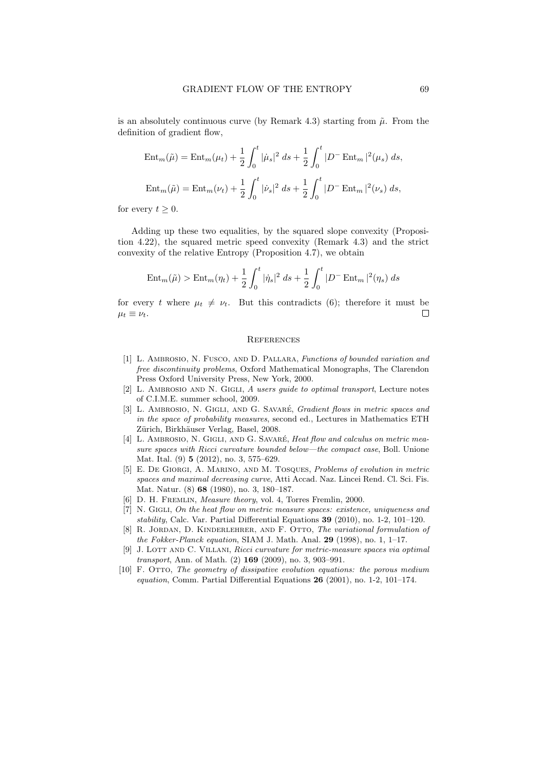is an absolutely continuous curve (by Remark 4.3) starting from $\tilde{\mu}$. From the definition of gradient flow,

$$\operatorname{Ent}_m(\tilde{\mu}) = \operatorname{Ent}_m(\mu_t) + \frac{1}{2}\int_0^t |\dot{\mu}_s|^2 \, ds + \frac{1}{2}\int_0^t |D^- \operatorname{Ent}_m|^2(\mu_s) \, ds,$$

$$\operatorname{Ent}_m(\tilde{\mu}) = \operatorname{Ent}_m(\nu_t) + \frac{1}{2}\int_0^t |\dot{\nu}_s|^2 \, ds + \frac{1}{2}\int_0^t |D^- \operatorname{Ent}_m|^2(\nu_s) \, ds,$$

for every $t \geq 0$.

Adding up these two equalities, by the squared slope convexity (Proposition 4.22), the squared metric speed convexity (Remark 4.3) and the strict convexity of the relative Entropy (Proposition 4.7), we obtain

$$\operatorname{Ent}_m(\tilde{\mu}) > \operatorname{Ent}_m(\eta_t) + \frac{1}{2}\int_0^t |\dot{\eta}_s|^2 \, ds + \frac{1}{2}\int_0^t |D^- \operatorname{Ent}_m|^2(\eta_s) \, ds$$

for every $t$ where $\mu_t \neq \nu_t$. But this contradicts (6); therefore it must be $\mu_t \equiv \nu_t$. $\square$

## References

[1] L. Ambrosio, N. Fusco, and D. Pallara, *Functions of bounded variation and free discontinuity problems*, Oxford Mathematical Monographs, The Clarendon Press Oxford University Press, New York, 2000.

[2] L. Ambrosio and N. Gigli, *A users guide to optimal transport*, Lecture notes of C.I.M.E. summer school, 2009.

[3] L. Ambrosio, N. Gigli, and G. Savaré, *Gradient flows in metric spaces and in the space of probability measures*, second ed., Lectures in Mathematics ETH Zürich, Birkhäuser Verlag, Basel, 2008.

[4] L. Ambrosio, N. Gigli, and G. Savaré, *Heat flow and calculus on metric measure spaces with Ricci curvature bounded below—the compact case*, Boll. Unione Mat. Ital. (9) **5** (2012), no. 3, 575–629.

[5] E. De Giorgi, A. Marino, and M. Tosques, *Problems of evolution in metric spaces and maximal decreasing curve*, Atti Accad. Naz. Lincei Rend. Cl. Sci. Fis. Mat. Natur. (8) **68** (1980), no. 3, 180–187.

[6] D. H. Fremlin, *Measure theory*, vol. 4, Torres Fremlin, 2000.

[7] N. Gigli, *On the heat flow on metric measure spaces: existence, uniqueness and stability*, Calc. Var. Partial Differential Equations **39** (2010), no. 1-2, 101–120.

[8] R. Jordan, D. Kinderlehrer, and F. Otto, *The variational formulation of the Fokker-Planck equation*, SIAM J. Math. Anal. **29** (1998), no. 1, 1–17.

[9] J. Lott and C. Villani, *Ricci curvature for metric-measure spaces via optimal transport*, Ann. of Math. (2) **169** (2009), no. 3, 903–991.

[10] F. Otto, *The geometry of dissipative evolution equations: the porous medium equation*, Comm. Partial Differential Equations **26** (2001), no. 1-2, 101–174.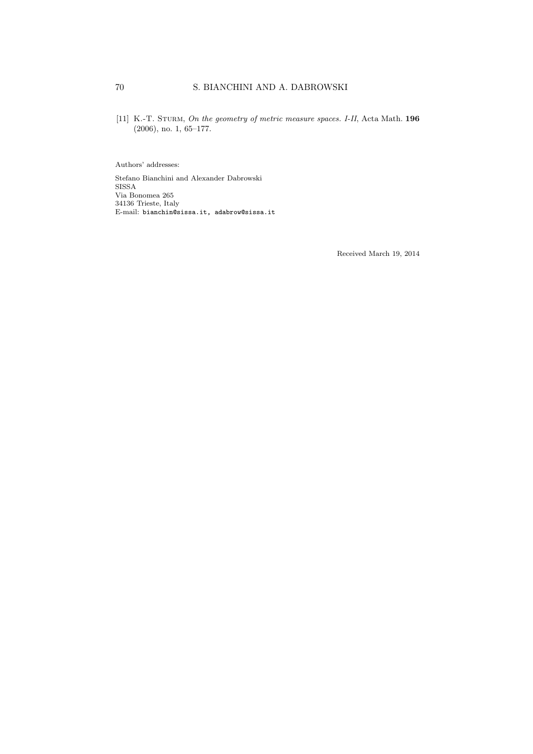[11] K.-T. Sturm, *On the geometry of metric measure spaces. I-II*, Acta Math. **196** (2006), no. 1, 65–177.

Authors' addresses:

Stefano Bianchini and Alexander Dabrowski
SISSA
Via Bonomea 265
34136 Trieste, Italy
E-mail: bianchin@sissa.it, adabrow@sissa.it

Received March 19, 2014